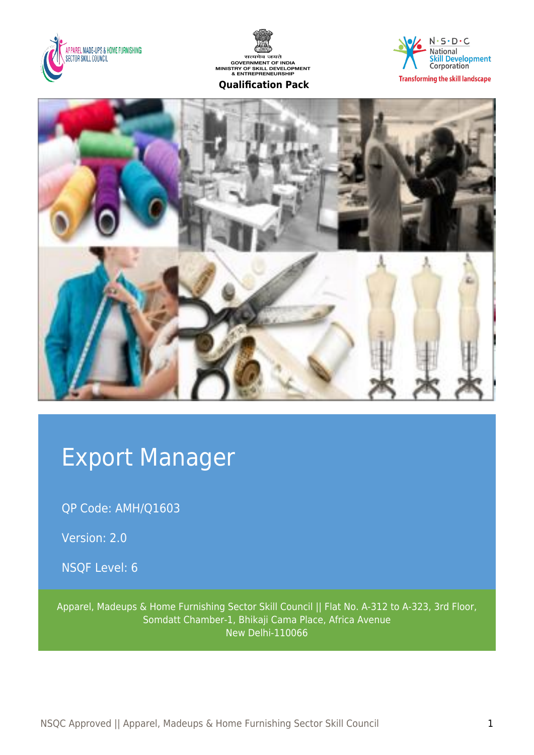APPAREL MADE-UPS & HOME FURNISHING SECTOR SKILL COUNCIL

सत्यमेव जयते
GOVERNMENT OF INDIA
MINISTRY OF SKILL DEVELOPMENT & ENTREPRENEURSHIP

**Qualification Pack**

N·S·D·C National Skill Development Corporation
Transforming the skill landscape

# Export Manager

QP Code: AMH/Q1603

Version: 2.0

NSQF Level: 6

Apparel, Madeups & Home Furnishing Sector Skill Council || Flat No. A-312 to A-323, 3rd Floor, Somdatt Chamber-1, Bhikaji Cama Place, Africa Avenue
New Delhi-110066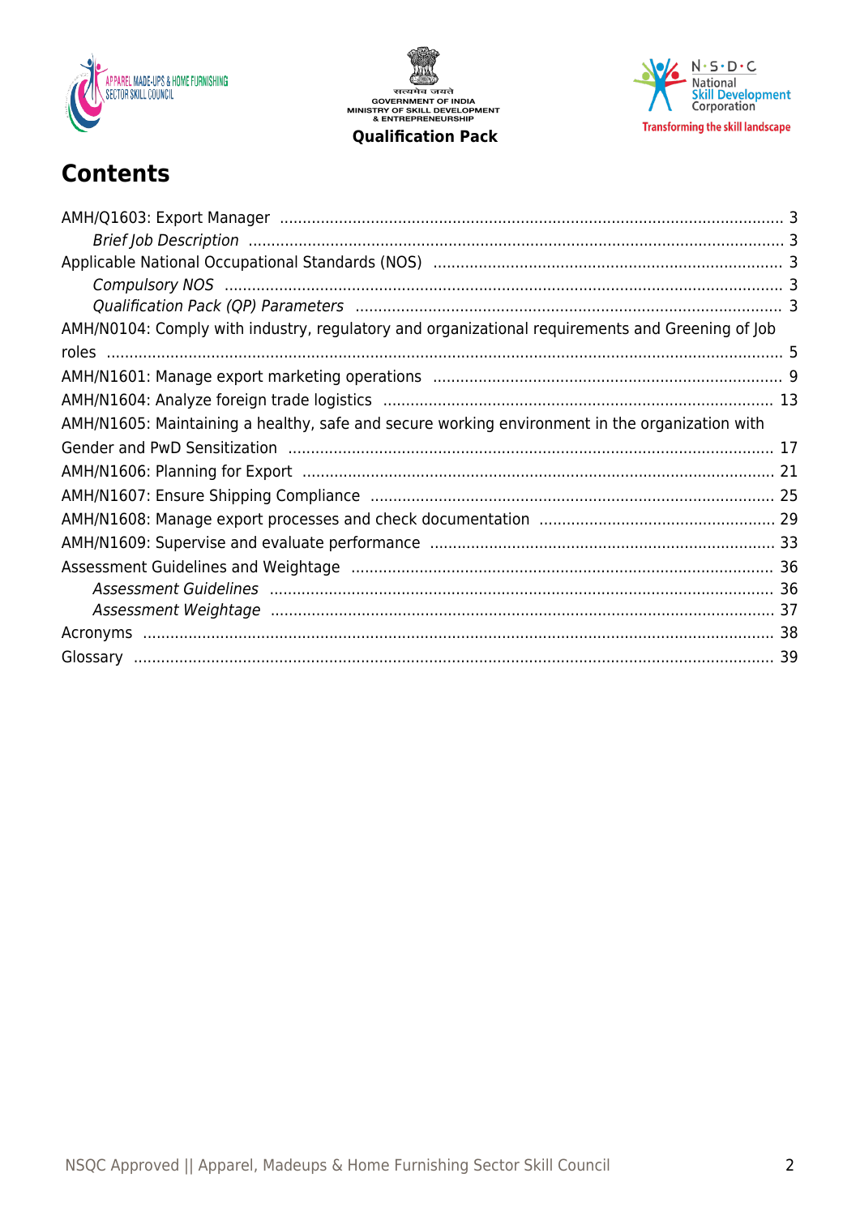# Contents

AMH/Q1603: Export Manager ........................................................................................................... 3

*Brief Job Description* ................................................................................................................ 3

Applicable National Occupational Standards (NOS) ...................................................................... 3

*Compulsory NOS* ..................................................................................................................... 3

*Qualification Pack (QP) Parameters* .......................................................................................... 3

AMH/N0104: Comply with industry, regulatory and organizational requirements and Greening of Job roles ............................................................................................................................................ 5

AMH/N1601: Manage export marketing operations ...................................................................... 9

AMH/N1604: Analyze foreign trade logistics ................................................................................ 13

AMH/N1605: Maintaining a healthy, safe and secure working environment in the organization with Gender and PwD Sensitization ...................................................................................................... 17

AMH/N1606: Planning for Export .................................................................................................. 21

AMH/N1607: Ensure Shipping Compliance .................................................................................... 25

AMH/N1608: Manage export processes and check documentation ............................................... 29

AMH/N1609: Supervise and evaluate performance ....................................................................... 33

Assessment Guidelines and Weightage ......................................................................................... 36

*Assessment Guidelines* ............................................................................................................ 36

*Assessment Weightage* ............................................................................................................ 37

Acronyms ....................................................................................................................................... 38

Glossary .......................................................................................................................................... 39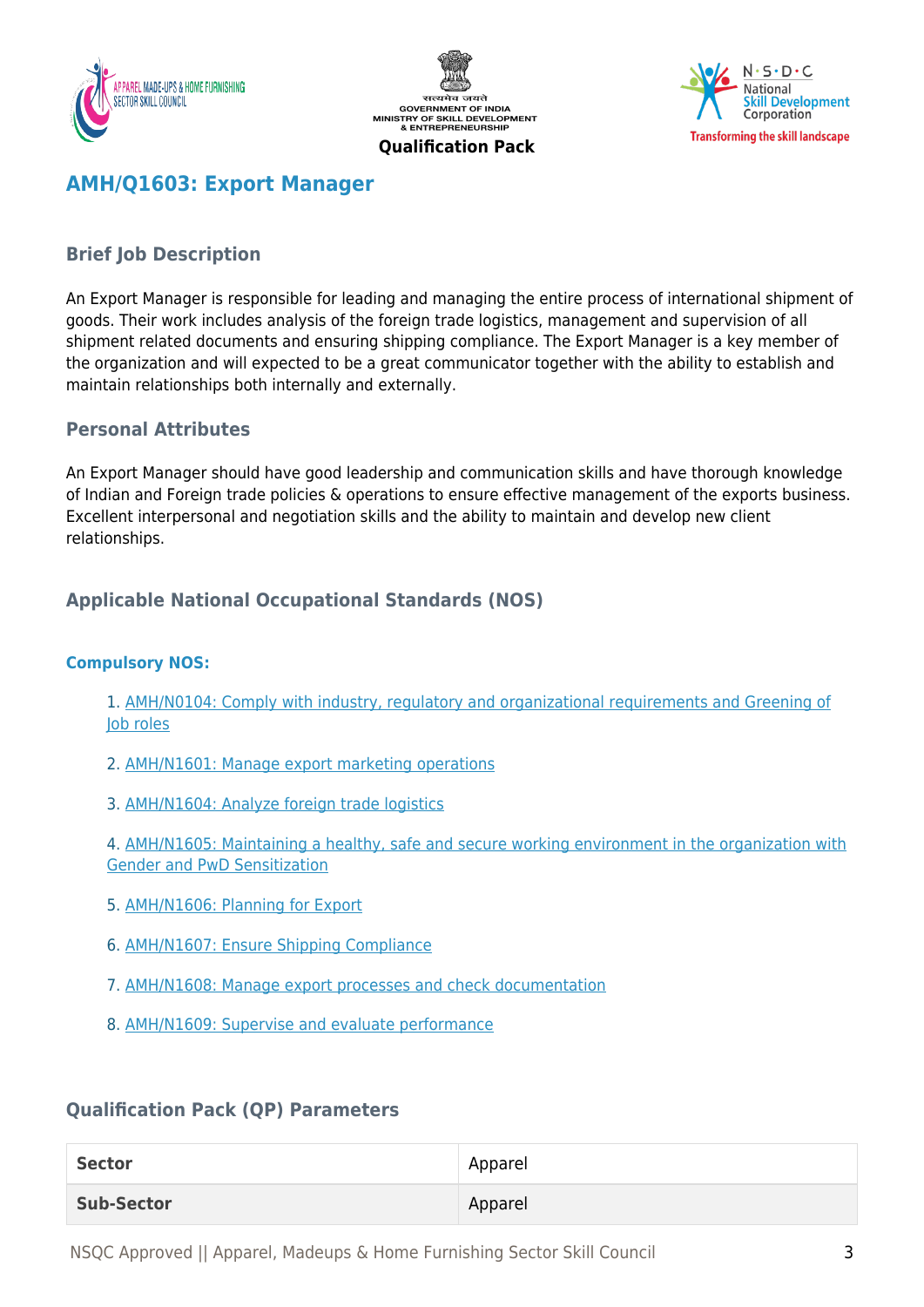## AMH/Q1603: Export Manager

### Brief Job Description

An Export Manager is responsible for leading and managing the entire process of international shipment of goods. Their work includes analysis of the foreign trade logistics, management and supervision of all shipment related documents and ensuring shipping compliance. The Export Manager is a key member of the organization and will expected to be a great communicator together with the ability to establish and maintain relationships both internally and externally.

### Personal Attributes

An Export Manager should have good leadership and communication skills and have thorough knowledge of Indian and Foreign trade policies & operations to ensure effective management of the exports business. Excellent interpersonal and negotiation skills and the ability to maintain and develop new client relationships.

### Applicable National Occupational Standards (NOS)

#### Compulsory NOS:

1. AMH/N0104: Comply with industry, regulatory and organizational requirements and Greening of Job roles
2. AMH/N1601: Manage export marketing operations
3. AMH/N1604: Analyze foreign trade logistics
4. AMH/N1605: Maintaining a healthy, safe and secure working environment in the organization with Gender and PwD Sensitization
5. AMH/N1606: Planning for Export
6. AMH/N1607: Ensure Shipping Compliance
7. AMH/N1608: Manage export processes and check documentation
8. AMH/N1609: Supervise and evaluate performance

### Qualification Pack (QP) Parameters

| | |
|---|---|
| **Sector** | Apparel |
| **Sub-Sector** | Apparel |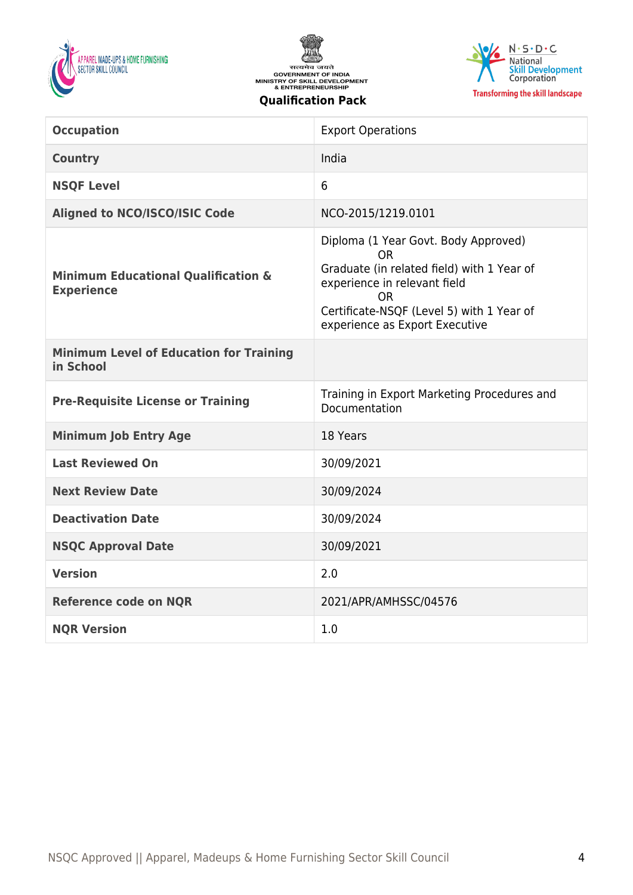GOVERNMENT OF INDIA
MINISTRY OF SKILL DEVELOPMENT & ENTREPRENEURSHIP

**Qualification Pack**

| **Occupation** | Export Operations |
|---|---|
| **Country** | India |
| **NSQF Level** | 6 |
| **Aligned to NCO/ISCO/ISIC Code** | NCO-2015/1219.0101 |
| **Minimum Educational Qualification & Experience** | Diploma (1 Year Govt. Body Approved)<br>OR<br>Graduate (in related field) with 1 Year of experience in relevant field<br>OR<br>Certificate-NSQF (Level 5) with 1 Year of experience as Export Executive |
| **Minimum Level of Education for Training in School** | |
| **Pre-Requisite License or Training** | Training in Export Marketing Procedures and Documentation |
| **Minimum Job Entry Age** | 18 Years |
| **Last Reviewed On** | 30/09/2021 |
| **Next Review Date** | 30/09/2024 |
| **Deactivation Date** | 30/09/2024 |
| **NSQC Approval Date** | 30/09/2021 |
| **Version** | 2.0 |
| **Reference code on NQR** | 2021/APR/AMHSSC/04576 |
| **NQR Version** | 1.0 |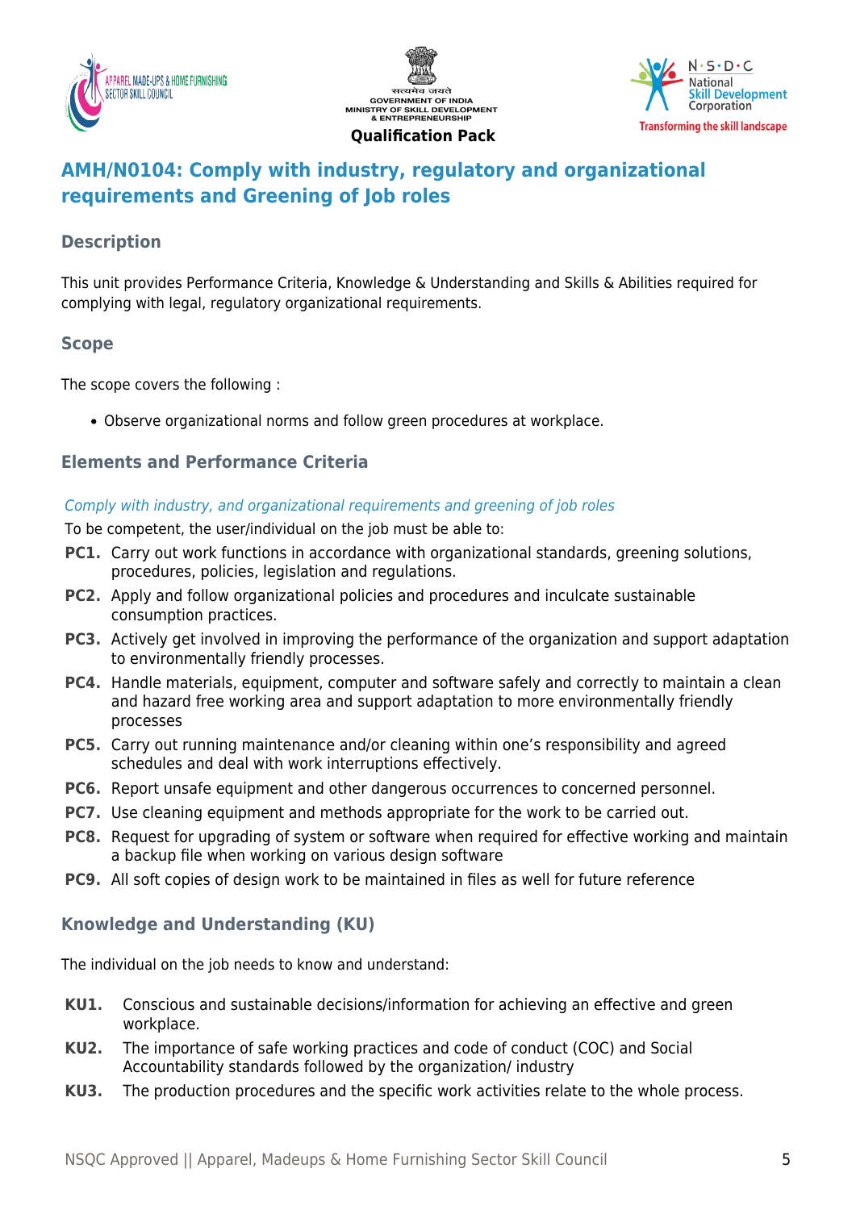## AMH/N0104: Comply with industry, regulatory and organizational requirements and Greening of Job roles

### Description

This unit provides Performance Criteria, Knowledge & Understanding and Skills & Abilities required for complying with legal, regulatory organizational requirements.

### Scope

The scope covers the following :

- Observe organizational norms and follow green procedures at workplace.

### Elements and Performance Criteria

*Comply with industry, and organizational requirements and greening of job roles*

To be competent, the user/individual on the job must be able to:

**PC1.** Carry out work functions in accordance with organizational standards, greening solutions, procedures, policies, legislation and regulations.

**PC2.** Apply and follow organizational policies and procedures and inculcate sustainable consumption practices.

**PC3.** Actively get involved in improving the performance of the organization and support adaptation to environmentally friendly processes.

**PC4.** Handle materials, equipment, computer and software safely and correctly to maintain a clean and hazard free working area and support adaptation to more environmentally friendly processes

**PC5.** Carry out running maintenance and/or cleaning within one's responsibility and agreed schedules and deal with work interruptions effectively.

**PC6.** Report unsafe equipment and other dangerous occurrences to concerned personnel.

**PC7.** Use cleaning equipment and methods appropriate for the work to be carried out.

**PC8.** Request for upgrading of system or software when required for effective working and maintain a backup file when working on various design software

**PC9.** All soft copies of design work to be maintained in files as well for future reference

### Knowledge and Understanding (KU)

The individual on the job needs to know and understand:

**KU1.** Conscious and sustainable decisions/information for achieving an effective and green workplace.

**KU2.** The importance of safe working practices and code of conduct (COC) and Social Accountability standards followed by the organization/ industry

**KU3.** The production procedures and the specific work activities relate to the whole process.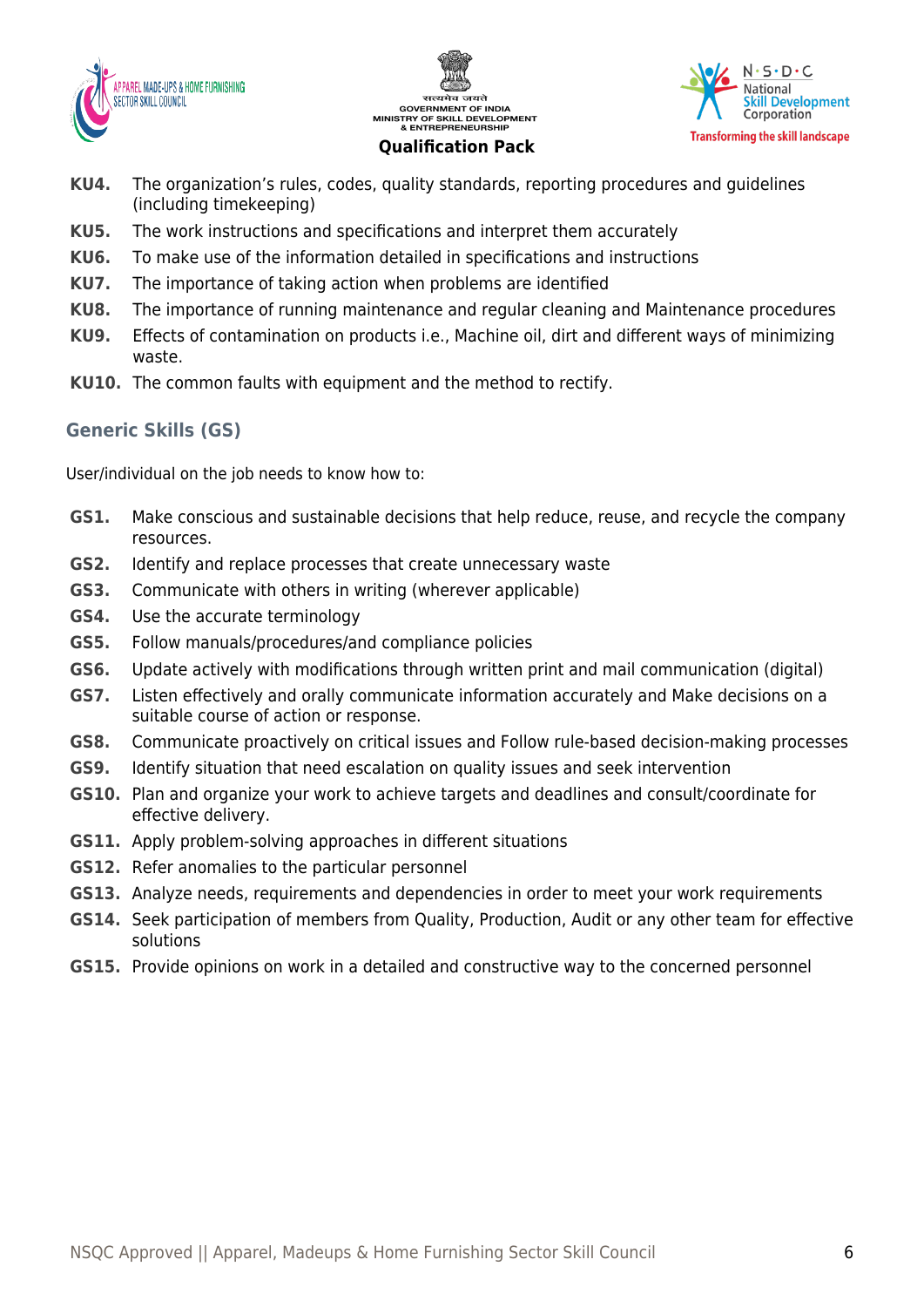**KU4.** The organization's rules, codes, quality standards, reporting procedures and guidelines (including timekeeping)

**KU5.** The work instructions and specifications and interpret them accurately

**KU6.** To make use of the information detailed in specifications and instructions

**KU7.** The importance of taking action when problems are identified

**KU8.** The importance of running maintenance and regular cleaning and Maintenance procedures

**KU9.** Effects of contamination on products i.e., Machine oil, dirt and different ways of minimizing waste.

**KU10.** The common faults with equipment and the method to rectify.

### Generic Skills (GS)

User/individual on the job needs to know how to:

**GS1.** Make conscious and sustainable decisions that help reduce, reuse, and recycle the company resources.

**GS2.** Identify and replace processes that create unnecessary waste

**GS3.** Communicate with others in writing (wherever applicable)

**GS4.** Use the accurate terminology

**GS5.** Follow manuals/procedures/and compliance policies

**GS6.** Update actively with modifications through written print and mail communication (digital)

**GS7.** Listen effectively and orally communicate information accurately and Make decisions on a suitable course of action or response.

**GS8.** Communicate proactively on critical issues and Follow rule-based decision-making processes

**GS9.** Identify situation that need escalation on quality issues and seek intervention

**GS10.** Plan and organize your work to achieve targets and deadlines and consult/coordinate for effective delivery.

**GS11.** Apply problem-solving approaches in different situations

**GS12.** Refer anomalies to the particular personnel

**GS13.** Analyze needs, requirements and dependencies in order to meet your work requirements

**GS14.** Seek participation of members from Quality, Production, Audit or any other team for effective solutions

**GS15.** Provide opinions on work in a detailed and constructive way to the concerned personnel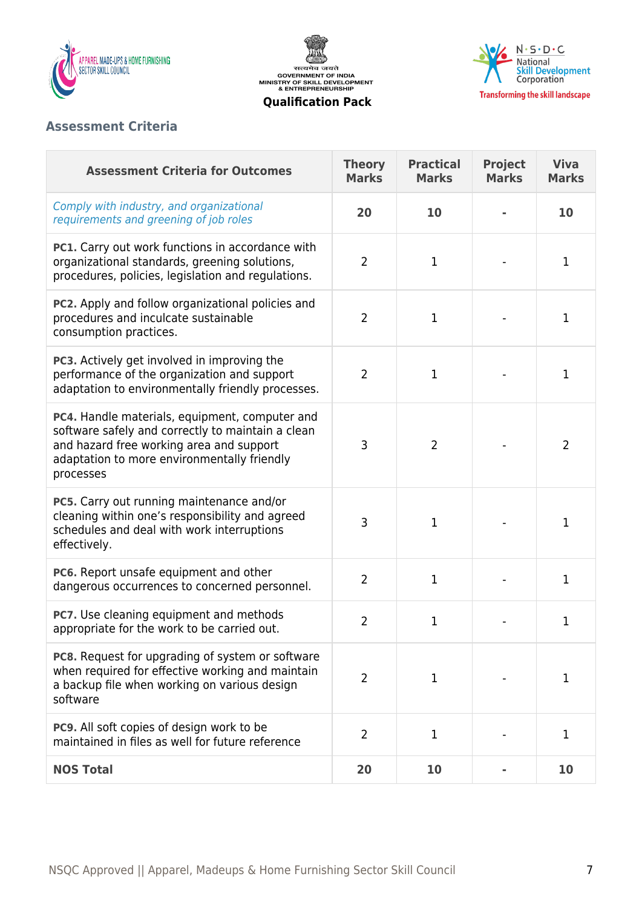## Assessment Criteria

| Assessment Criteria for Outcomes | Theory Marks | Practical Marks | Project Marks | Viva Marks |
|---|---|---|---|---|
| *Comply with industry, and organizational requirements and greening of job roles* | **20** | **10** | **-** | **10** |
| **PC1.** Carry out work functions in accordance with organizational standards, greening solutions, procedures, policies, legislation and regulations. | 2 | 1 | - | 1 |
| **PC2.** Apply and follow organizational policies and procedures and inculcate sustainable consumption practices. | 2 | 1 | - | 1 |
| **PC3.** Actively get involved in improving the performance of the organization and support adaptation to environmentally friendly processes. | 2 | 1 | - | 1 |
| **PC4.** Handle materials, equipment, computer and software safely and correctly to maintain a clean and hazard free working area and support adaptation to more environmentally friendly processes | 3 | 2 | - | 2 |
| **PC5.** Carry out running maintenance and/or cleaning within one's responsibility and agreed schedules and deal with work interruptions effectively. | 3 | 1 | - | 1 |
| **PC6.** Report unsafe equipment and other dangerous occurrences to concerned personnel. | 2 | 1 | - | 1 |
| **PC7.** Use cleaning equipment and methods appropriate for the work to be carried out. | 2 | 1 | - | 1 |
| **PC8.** Request for upgrading of system or software when required for effective working and maintain a backup file when working on various design software | 2 | 1 | - | 1 |
| **PC9.** All soft copies of design work to be maintained in files as well for future reference | 2 | 1 | - | 1 |
| **NOS Total** | **20** | **10** | **-** | **10** |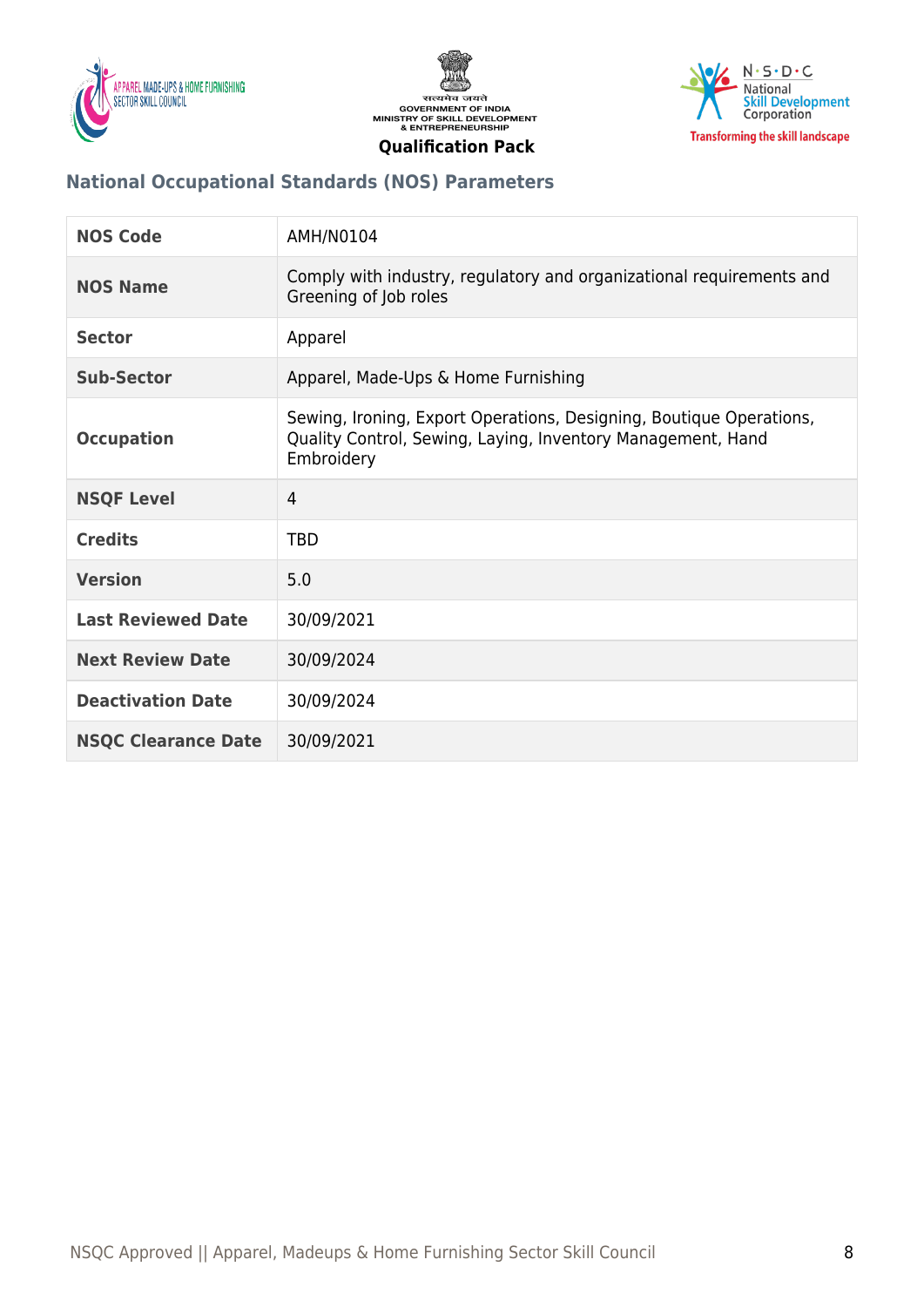## National Occupational Standards (NOS) Parameters

| NOS Code | AMH/N0104 |
|---|---|
| NOS Name | Comply with industry, regulatory and organizational requirements and Greening of Job roles |
| Sector | Apparel |
| Sub-Sector | Apparel, Made-Ups & Home Furnishing |
| Occupation | Sewing, Ironing, Export Operations, Designing, Boutique Operations, Quality Control, Sewing, Laying, Inventory Management, Hand Embroidery |
| NSQF Level | 4 |
| Credits | TBD |
| Version | 5.0 |
| Last Reviewed Date | 30/09/2021 |
| Next Review Date | 30/09/2024 |
| Deactivation Date | 30/09/2024 |
| NSQC Clearance Date | 30/09/2021 |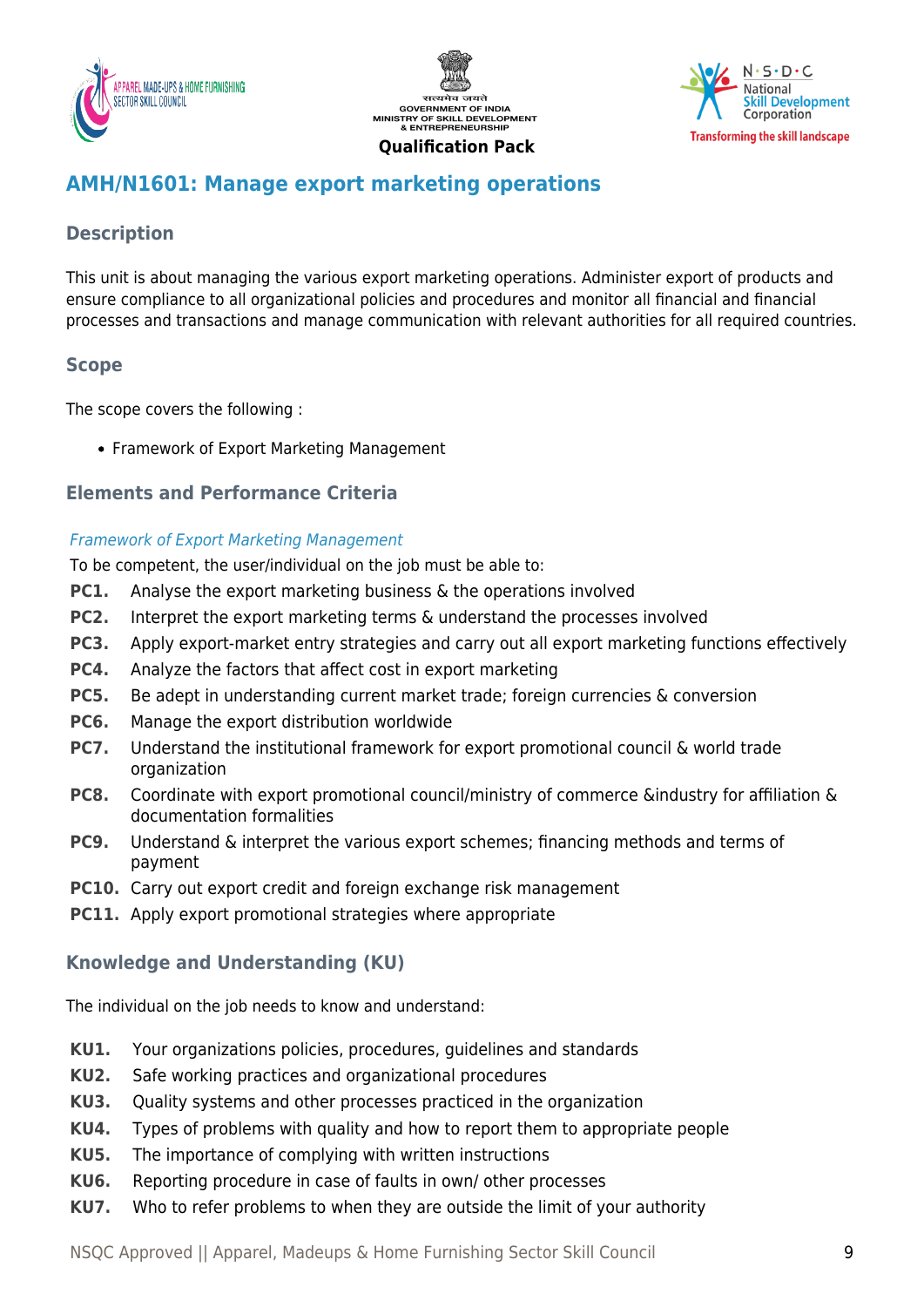## AMH/N1601: Manage export marketing operations

### Description

This unit is about managing the various export marketing operations. Administer export of products and ensure compliance to all organizational policies and procedures and monitor all financial and financial processes and transactions and manage communication with relevant authorities for all required countries.

### Scope

The scope covers the following :

- Framework of Export Marketing Management

### Elements and Performance Criteria

*Framework of Export Marketing Management*

To be competent, the user/individual on the job must be able to:

**PC1.** Analyse the export marketing business & the operations involved

**PC2.** Interpret the export marketing terms & understand the processes involved

**PC3.** Apply export-market entry strategies and carry out all export marketing functions effectively

**PC4.** Analyze the factors that affect cost in export marketing

**PC5.** Be adept in understanding current market trade; foreign currencies & conversion

**PC6.** Manage the export distribution worldwide

**PC7.** Understand the institutional framework for export promotional council & world trade organization

**PC8.** Coordinate with export promotional council/ministry of commerce &industry for affiliation & documentation formalities

**PC9.** Understand & interpret the various export schemes; financing methods and terms of payment

**PC10.** Carry out export credit and foreign exchange risk management

**PC11.** Apply export promotional strategies where appropriate

### Knowledge and Understanding (KU)

The individual on the job needs to know and understand:

**KU1.** Your organizations policies, procedures, guidelines and standards

**KU2.** Safe working practices and organizational procedures

**KU3.** Quality systems and other processes practiced in the organization

**KU4.** Types of problems with quality and how to report them to appropriate people

**KU5.** The importance of complying with written instructions

**KU6.** Reporting procedure in case of faults in own/ other processes

**KU7.** Who to refer problems to when they are outside the limit of your authority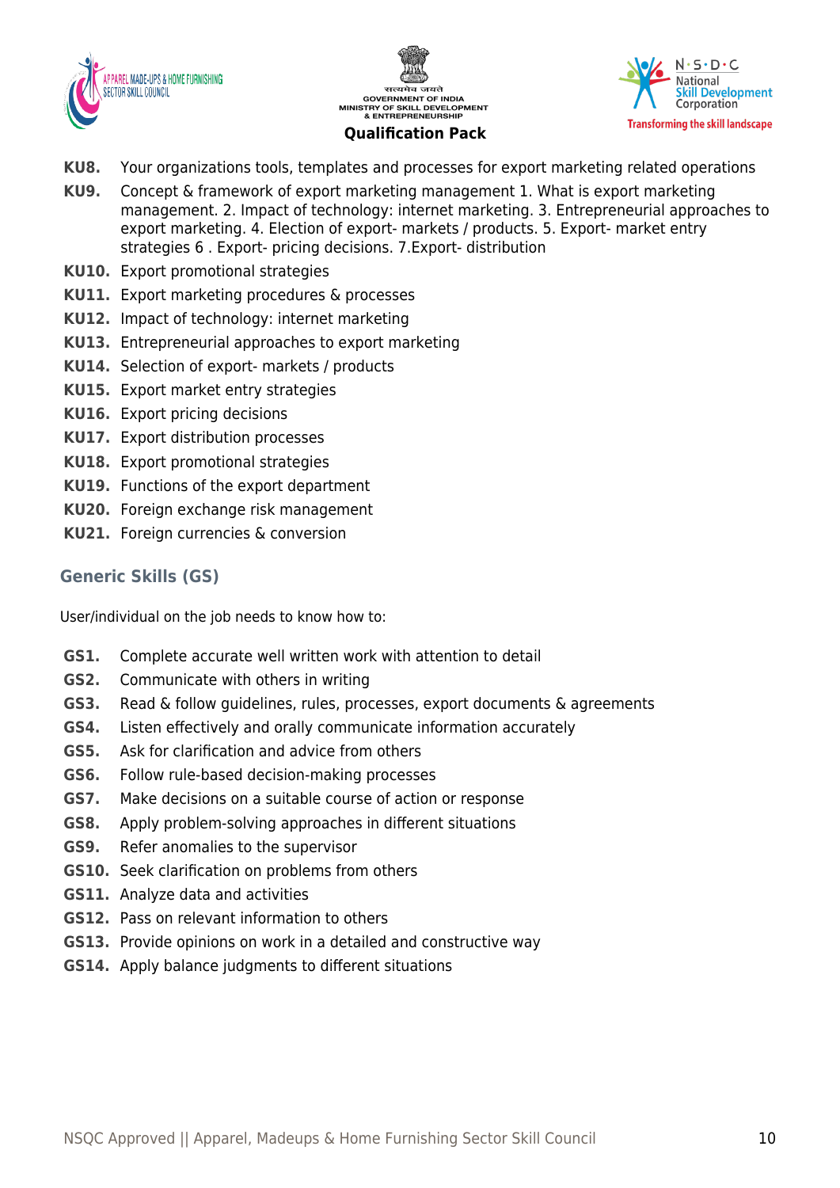**KU8.** Your organizations tools, templates and processes for export marketing related operations

**KU9.** Concept & framework of export marketing management 1. What is export marketing management. 2. Impact of technology: internet marketing. 3. Entrepreneurial approaches to export marketing. 4. Election of export- markets / products. 5. Export- market entry strategies 6 . Export- pricing decisions. 7.Export- distribution

**KU10.** Export promotional strategies

**KU11.** Export marketing procedures & processes

**KU12.** Impact of technology: internet marketing

**KU13.** Entrepreneurial approaches to export marketing

**KU14.** Selection of export- markets / products

**KU15.** Export market entry strategies

**KU16.** Export pricing decisions

**KU17.** Export distribution processes

**KU18.** Export promotional strategies

**KU19.** Functions of the export department

**KU20.** Foreign exchange risk management

**KU21.** Foreign currencies & conversion

## Generic Skills (GS)

User/individual on the job needs to know how to:

**GS1.** Complete accurate well written work with attention to detail

**GS2.** Communicate with others in writing

**GS3.** Read & follow guidelines, rules, processes, export documents & agreements

**GS4.** Listen effectively and orally communicate information accurately

**GS5.** Ask for clarification and advice from others

**GS6.** Follow rule-based decision-making processes

**GS7.** Make decisions on a suitable course of action or response

**GS8.** Apply problem-solving approaches in different situations

**GS9.** Refer anomalies to the supervisor

**GS10.** Seek clarification on problems from others

**GS11.** Analyze data and activities

**GS12.** Pass on relevant information to others

**GS13.** Provide opinions on work in a detailed and constructive way

**GS14.** Apply balance judgments to different situations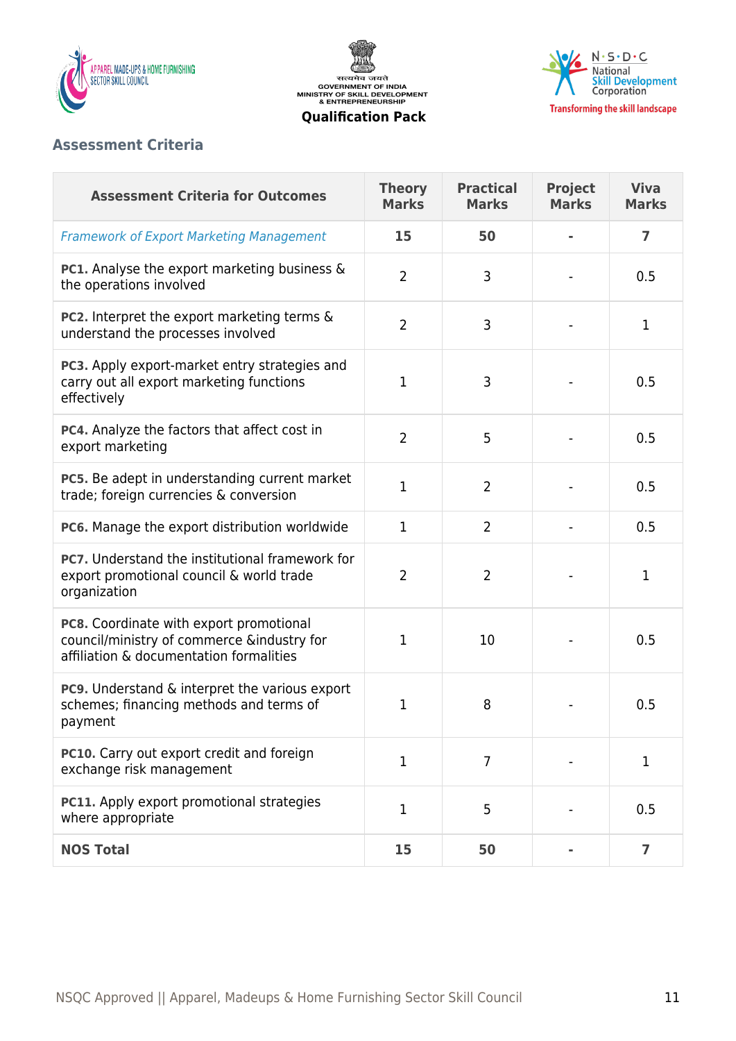## Assessment Criteria

| Assessment Criteria for Outcomes | Theory Marks | Practical Marks | Project Marks | Viva Marks |
|---|---|---|---|---|
| *Framework of Export Marketing Management* | **15** | **50** | **-** | **7** |
| **PC1.** Analyse the export marketing business & the operations involved | 2 | 3 | - | 0.5 |
| **PC2.** Interpret the export marketing terms & understand the processes involved | 2 | 3 | - | 1 |
| **PC3.** Apply export-market entry strategies and carry out all export marketing functions effectively | 1 | 3 | - | 0.5 |
| **PC4.** Analyze the factors that affect cost in export marketing | 2 | 5 | - | 0.5 |
| **PC5.** Be adept in understanding current market trade; foreign currencies & conversion | 1 | 2 | - | 0.5 |
| **PC6.** Manage the export distribution worldwide | 1 | 2 | - | 0.5 |
| **PC7.** Understand the institutional framework for export promotional council & world trade organization | 2 | 2 | - | 1 |
| **PC8.** Coordinate with export promotional council/ministry of commerce &industry for affiliation & documentation formalities | 1 | 10 | - | 0.5 |
| **PC9.** Understand & interpret the various export schemes; financing methods and terms of payment | 1 | 8 | - | 0.5 |
| **PC10.** Carry out export credit and foreign exchange risk management | 1 | 7 | - | 1 |
| **PC11.** Apply export promotional strategies where appropriate | 1 | 5 | - | 0.5 |
| **NOS Total** | **15** | **50** | **-** | **7** |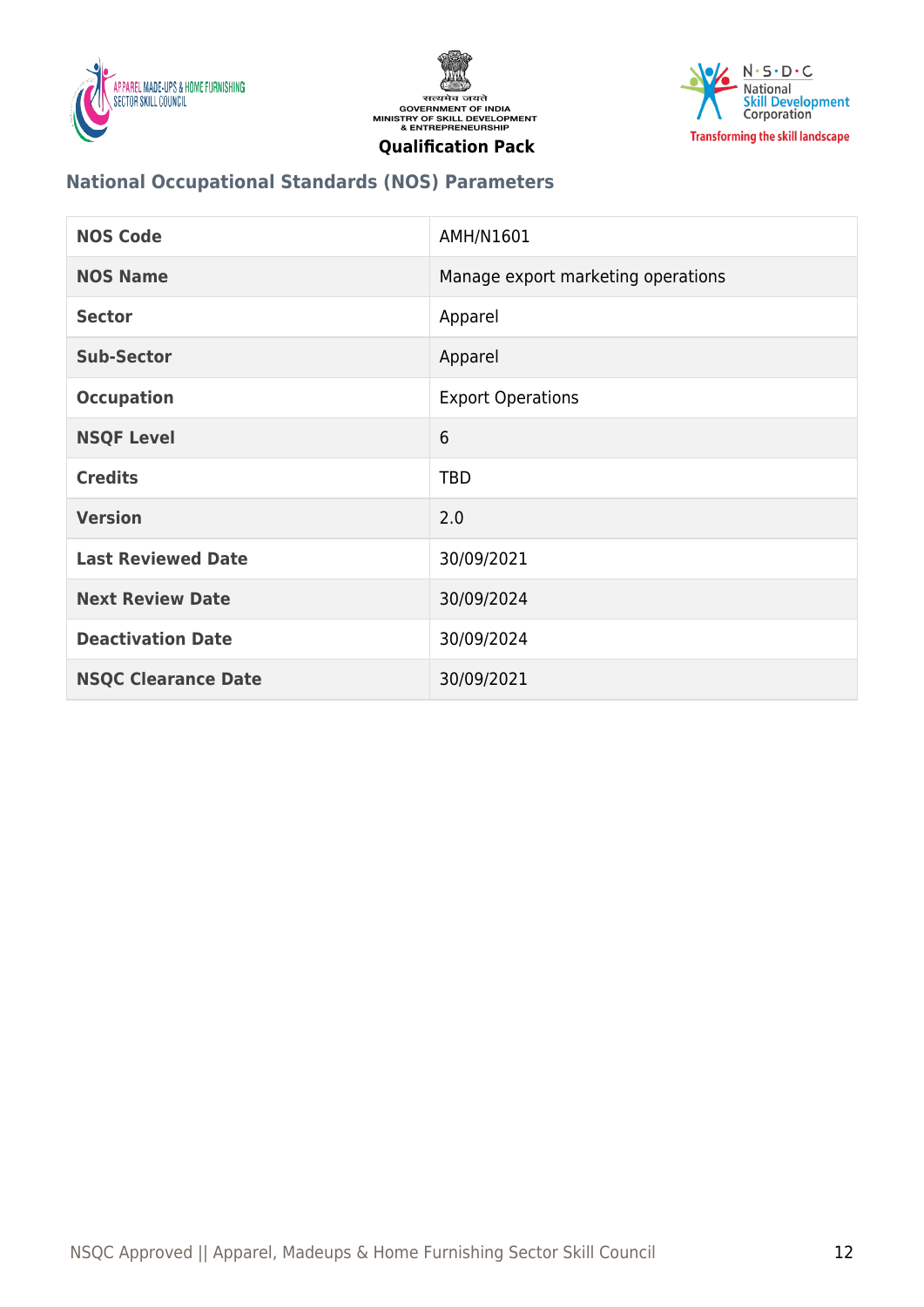## National Occupational Standards (NOS) Parameters

| | |
|---|---|
| **NOS Code** | AMH/N1601 |
| **NOS Name** | Manage export marketing operations |
| **Sector** | Apparel |
| **Sub-Sector** | Apparel |
| **Occupation** | Export Operations |
| **NSQF Level** | 6 |
| **Credits** | TBD |
| **Version** | 2.0 |
| **Last Reviewed Date** | 30/09/2021 |
| **Next Review Date** | 30/09/2024 |
| **Deactivation Date** | 30/09/2024 |
| **NSQC Clearance Date** | 30/09/2021 |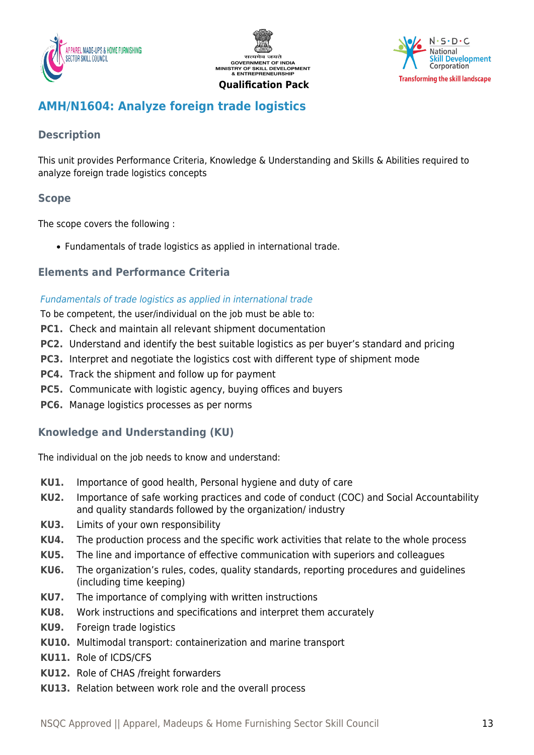## AMH/N1604: Analyze foreign trade logistics

### Description

This unit provides Performance Criteria, Knowledge & Understanding and Skills & Abilities required to analyze foreign trade logistics concepts

### Scope

The scope covers the following :

- Fundamentals of trade logistics as applied in international trade.

### Elements and Performance Criteria

*Fundamentals of trade logistics as applied in international trade*

To be competent, the user/individual on the job must be able to:

**PC1.** Check and maintain all relevant shipment documentation

**PC2.** Understand and identify the best suitable logistics as per buyer's standard and pricing

**PC3.** Interpret and negotiate the logistics cost with different type of shipment mode

**PC4.** Track the shipment and follow up for payment

**PC5.** Communicate with logistic agency, buying offices and buyers

**PC6.** Manage logistics processes as per norms

### Knowledge and Understanding (KU)

The individual on the job needs to know and understand:

**KU1.** Importance of good health, Personal hygiene and duty of care

**KU2.** Importance of safe working practices and code of conduct (COC) and Social Accountability and quality standards followed by the organization/ industry

**KU3.** Limits of your own responsibility

**KU4.** The production process and the specific work activities that relate to the whole process

**KU5.** The line and importance of effective communication with superiors and colleagues

**KU6.** The organization's rules, codes, quality standards, reporting procedures and guidelines (including time keeping)

**KU7.** The importance of complying with written instructions

**KU8.** Work instructions and specifications and interpret them accurately

**KU9.** Foreign trade logistics

**KU10.** Multimodal transport: containerization and marine transport

**KU11.** Role of ICDS/CFS

**KU12.** Role of CHAS /freight forwarders

**KU13.** Relation between work role and the overall process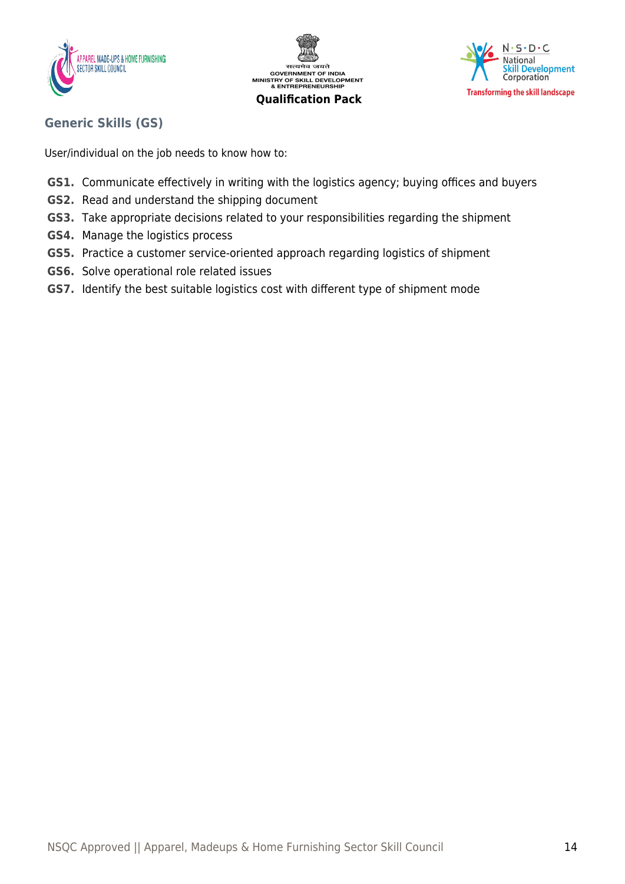## Generic Skills (GS)

User/individual on the job needs to know how to:

**GS1.** Communicate effectively in writing with the logistics agency; buying offices and buyers
**GS2.** Read and understand the shipping document
**GS3.** Take appropriate decisions related to your responsibilities regarding the shipment
**GS4.** Manage the logistics process
**GS5.** Practice a customer service-oriented approach regarding logistics of shipment
**GS6.** Solve operational role related issues
**GS7.** Identify the best suitable logistics cost with different type of shipment mode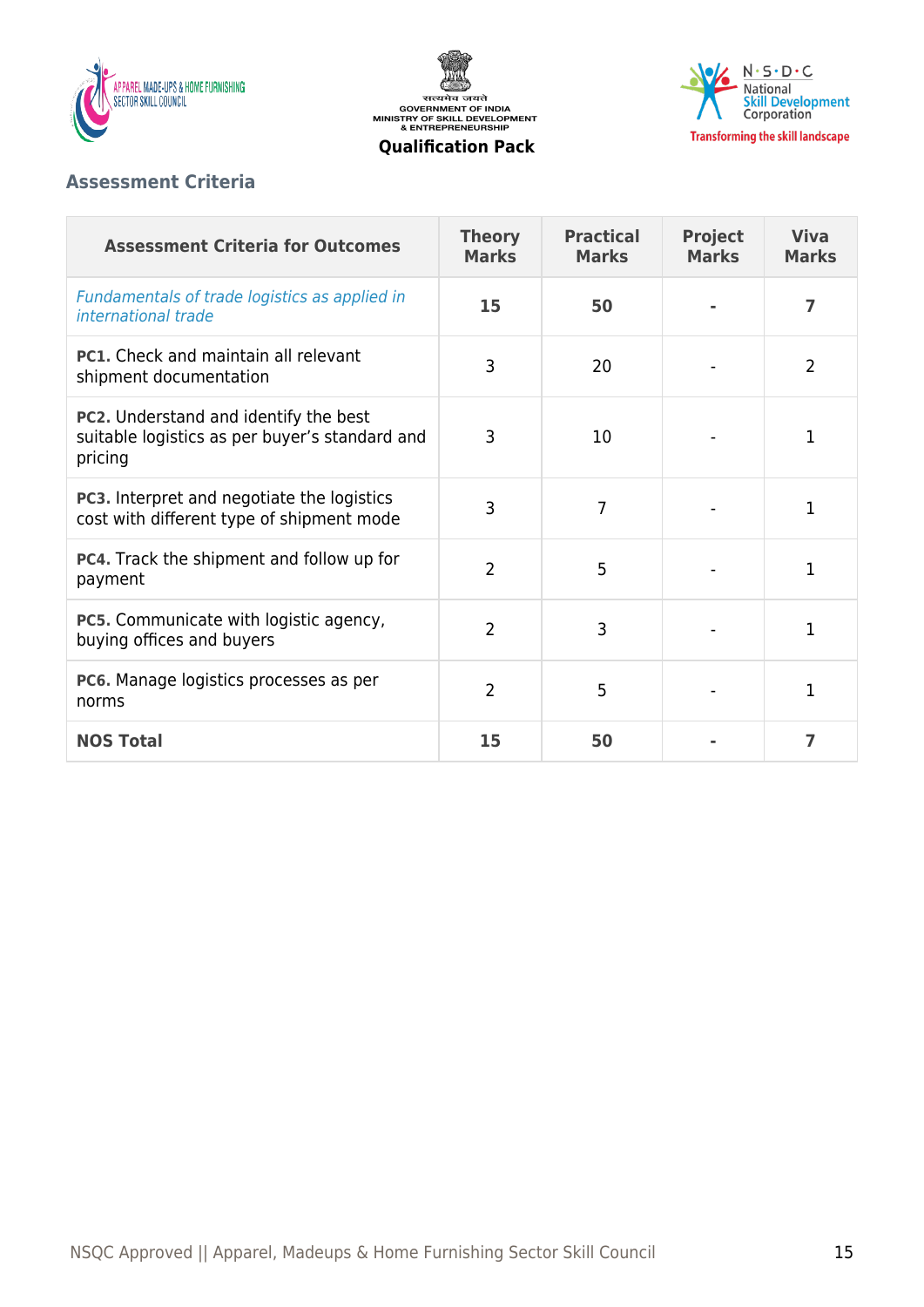## Assessment Criteria

| Assessment Criteria for Outcomes | Theory Marks | Practical Marks | Project Marks | Viva Marks |
|---|---|---|---|---|
| *Fundamentals of trade logistics as applied in international trade* | **15** | **50** | **-** | **7** |
| **PC1.** Check and maintain all relevant shipment documentation | 3 | 20 | - | 2 |
| **PC2.** Understand and identify the best suitable logistics as per buyer's standard and pricing | 3 | 10 | - | 1 |
| **PC3.** Interpret and negotiate the logistics cost with different type of shipment mode | 3 | 7 | - | 1 |
| **PC4.** Track the shipment and follow up for payment | 2 | 5 | - | 1 |
| **PC5.** Communicate with logistic agency, buying offices and buyers | 2 | 3 | - | 1 |
| **PC6.** Manage logistics processes as per norms | 2 | 5 | - | 1 |
| **NOS Total** | **15** | **50** | **-** | **7** |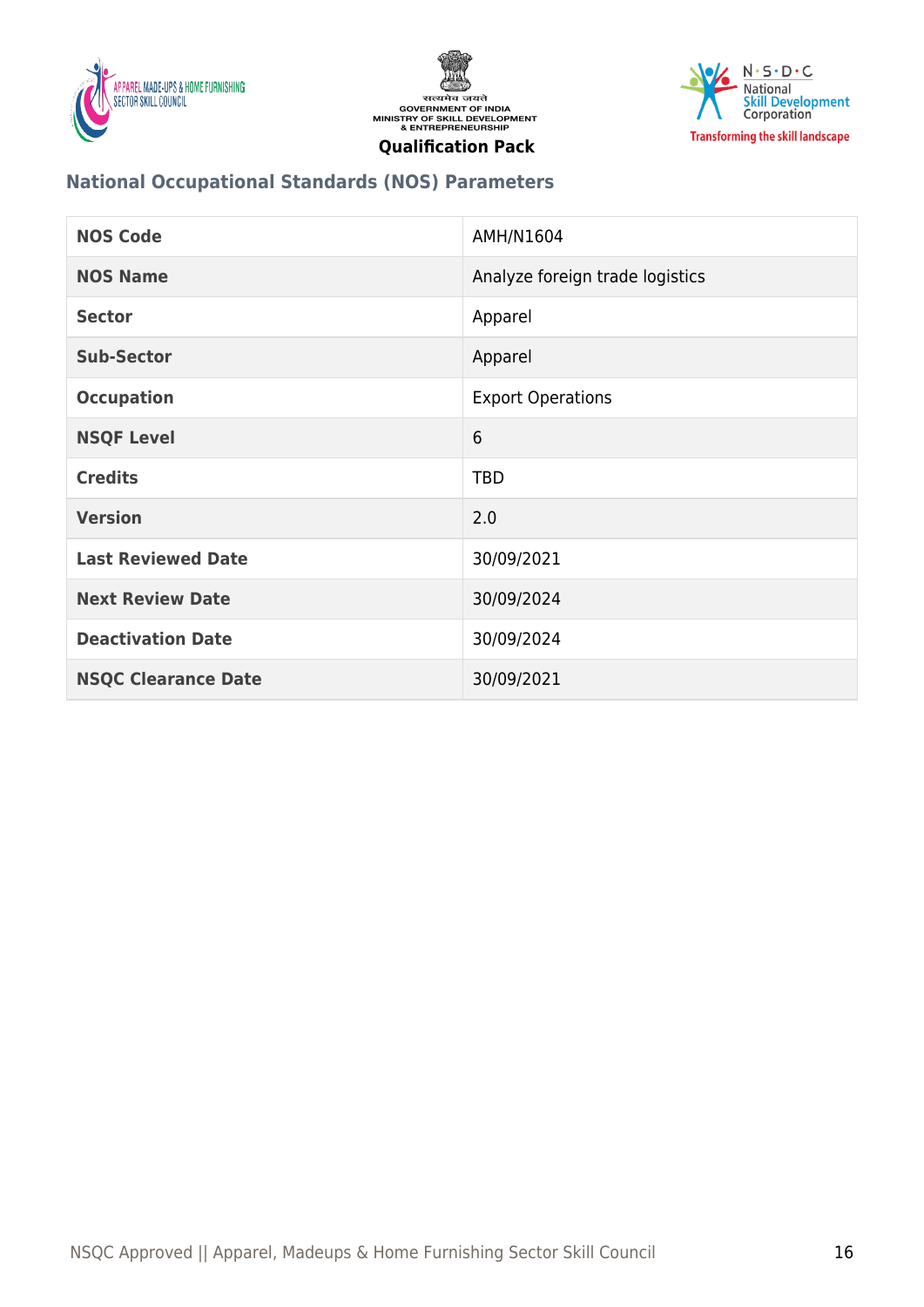## National Occupational Standards (NOS) Parameters

| NOS Code | AMH/N1604 |
| --- | --- |
| NOS Name | Analyze foreign trade logistics |
| Sector | Apparel |
| Sub-Sector | Apparel |
| Occupation | Export Operations |
| NSQF Level | 6 |
| Credits | TBD |
| Version | 2.0 |
| Last Reviewed Date | 30/09/2021 |
| Next Review Date | 30/09/2024 |
| Deactivation Date | 30/09/2024 |
| NSQC Clearance Date | 30/09/2021 |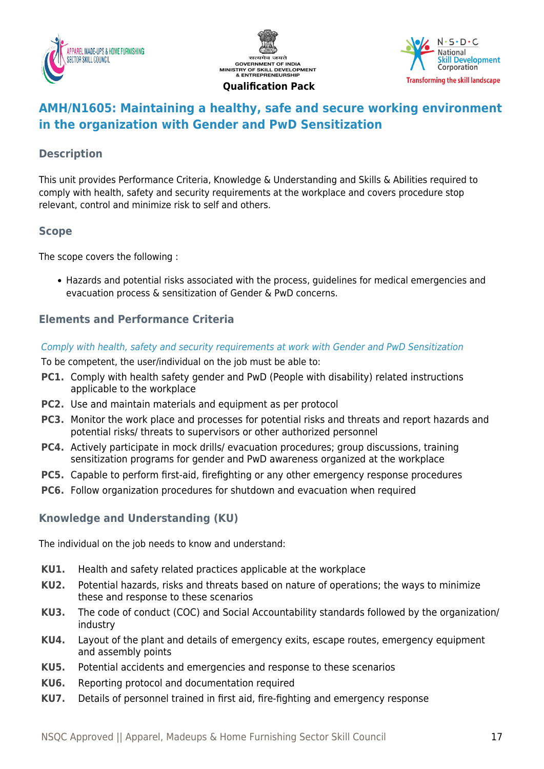# AMH/N1605: Maintaining a healthy, safe and secure working environment in the organization with Gender and PwD Sensitization

## Description

This unit provides Performance Criteria, Knowledge & Understanding and Skills & Abilities required to comply with health, safety and security requirements at the workplace and covers procedure stop relevant, control and minimize risk to self and others.

## Scope

The scope covers the following :

- Hazards and potential risks associated with the process, guidelines for medical emergencies and evacuation process & sensitization of Gender & PwD concerns.

## Elements and Performance Criteria

*Comply with health, safety and security requirements at work with Gender and PwD Sensitization*

To be competent, the user/individual on the job must be able to:

**PC1.** Comply with health safety gender and PwD (People with disability) related instructions applicable to the workplace

**PC2.** Use and maintain materials and equipment as per protocol

**PC3.** Monitor the work place and processes for potential risks and threats and report hazards and potential risks/ threats to supervisors or other authorized personnel

**PC4.** Actively participate in mock drills/ evacuation procedures; group discussions, training sensitization programs for gender and PwD awareness organized at the workplace

**PC5.** Capable to perform first-aid, firefighting or any other emergency response procedures

**PC6.** Follow organization procedures for shutdown and evacuation when required

## Knowledge and Understanding (KU)

The individual on the job needs to know and understand:

**KU1.** Health and safety related practices applicable at the workplace

**KU2.** Potential hazards, risks and threats based on nature of operations; the ways to minimize these and response to these scenarios

**KU3.** The code of conduct (COC) and Social Accountability standards followed by the organization/ industry

**KU4.** Layout of the plant and details of emergency exits, escape routes, emergency equipment and assembly points

**KU5.** Potential accidents and emergencies and response to these scenarios

**KU6.** Reporting protocol and documentation required

**KU7.** Details of personnel trained in first aid, fire-fighting and emergency response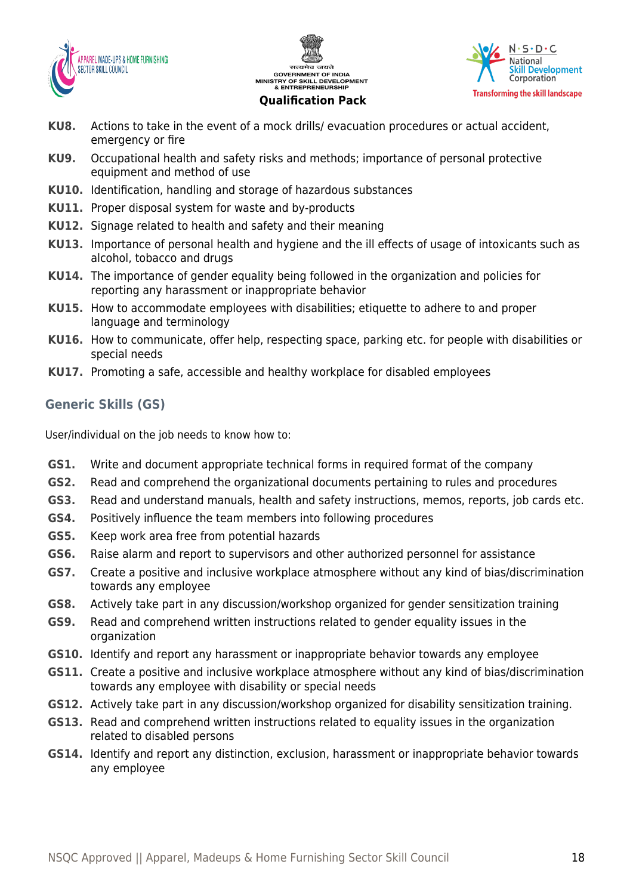- **KU8.** Actions to take in the event of a mock drills/ evacuation procedures or actual accident, emergency or fire
- **KU9.** Occupational health and safety risks and methods; importance of personal protective equipment and method of use
- **KU10.** Identification, handling and storage of hazardous substances
- **KU11.** Proper disposal system for waste and by-products
- **KU12.** Signage related to health and safety and their meaning
- **KU13.** Importance of personal health and hygiene and the ill effects of usage of intoxicants such as alcohol, tobacco and drugs
- **KU14.** The importance of gender equality being followed in the organization and policies for reporting any harassment or inappropriate behavior
- **KU15.** How to accommodate employees with disabilities; etiquette to adhere to and proper language and terminology
- **KU16.** How to communicate, offer help, respecting space, parking etc. for people with disabilities or special needs
- **KU17.** Promoting a safe, accessible and healthy workplace for disabled employees

## Generic Skills (GS)

User/individual on the job needs to know how to:

- **GS1.** Write and document appropriate technical forms in required format of the company
- **GS2.** Read and comprehend the organizational documents pertaining to rules and procedures
- **GS3.** Read and understand manuals, health and safety instructions, memos, reports, job cards etc.
- **GS4.** Positively influence the team members into following procedures
- **GS5.** Keep work area free from potential hazards
- **GS6.** Raise alarm and report to supervisors and other authorized personnel for assistance
- **GS7.** Create a positive and inclusive workplace atmosphere without any kind of bias/discrimination towards any employee
- **GS8.** Actively take part in any discussion/workshop organized for gender sensitization training
- **GS9.** Read and comprehend written instructions related to gender equality issues in the organization
- **GS10.** Identify and report any harassment or inappropriate behavior towards any employee
- **GS11.** Create a positive and inclusive workplace atmosphere without any kind of bias/discrimination towards any employee with disability or special needs
- **GS12.** Actively take part in any discussion/workshop organized for disability sensitization training.
- **GS13.** Read and comprehend written instructions related to equality issues in the organization related to disabled persons
- **GS14.** Identify and report any distinction, exclusion, harassment or inappropriate behavior towards any employee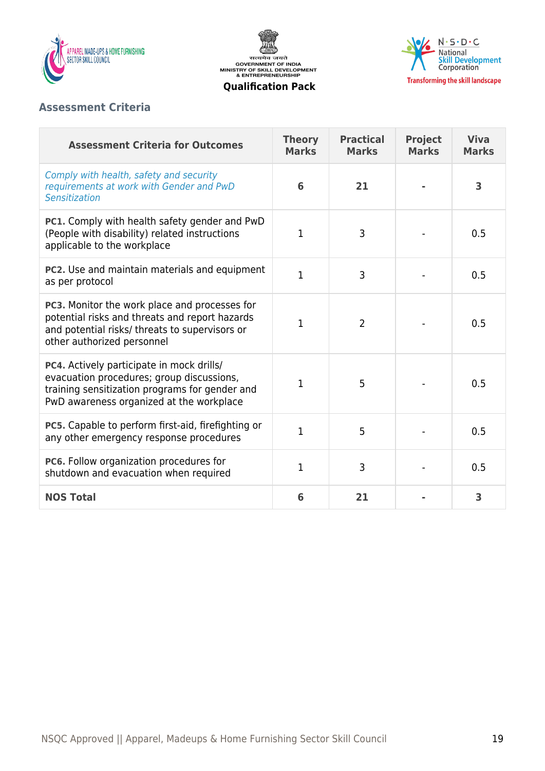## Assessment Criteria

| Assessment Criteria for Outcomes | Theory Marks | Practical Marks | Project Marks | Viva Marks |
|---|---|---|---|---|
| *Comply with health, safety and security requirements at work with Gender and PwD Sensitization* | **6** | **21** | **-** | **3** |
| **PC1.** Comply with health safety gender and PwD (People with disability) related instructions applicable to the workplace | 1 | 3 | - | 0.5 |
| **PC2.** Use and maintain materials and equipment as per protocol | 1 | 3 | - | 0.5 |
| **PC3.** Monitor the work place and processes for potential risks and threats and report hazards and potential risks/ threats to supervisors or other authorized personnel | 1 | 2 | - | 0.5 |
| **PC4.** Actively participate in mock drills/ evacuation procedures; group discussions, training sensitization programs for gender and PwD awareness organized at the workplace | 1 | 5 | - | 0.5 |
| **PC5.** Capable to perform first-aid, firefighting or any other emergency response procedures | 1 | 5 | - | 0.5 |
| **PC6.** Follow organization procedures for shutdown and evacuation when required | 1 | 3 | - | 0.5 |
| **NOS Total** | **6** | **21** | **-** | **3** |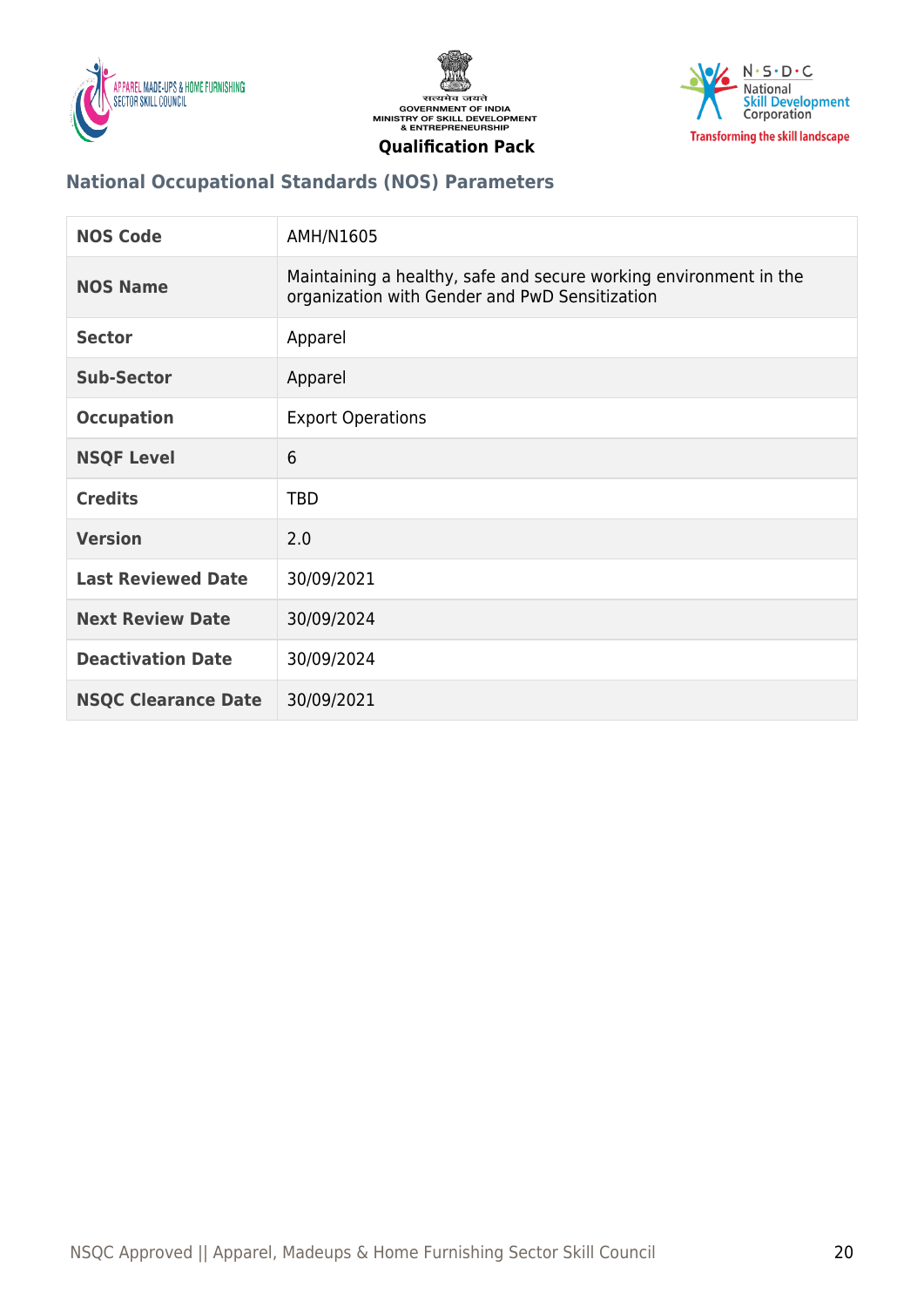## National Occupational Standards (NOS) Parameters

| NOS Code | AMH/N1605 |
| --- | --- |
| NOS Name | Maintaining a healthy, safe and secure working environment in the organization with Gender and PwD Sensitization |
| Sector | Apparel |
| Sub-Sector | Apparel |
| Occupation | Export Operations |
| NSQF Level | 6 |
| Credits | TBD |
| Version | 2.0 |
| Last Reviewed Date | 30/09/2021 |
| Next Review Date | 30/09/2024 |
| Deactivation Date | 30/09/2024 |
| NSQC Clearance Date | 30/09/2021 |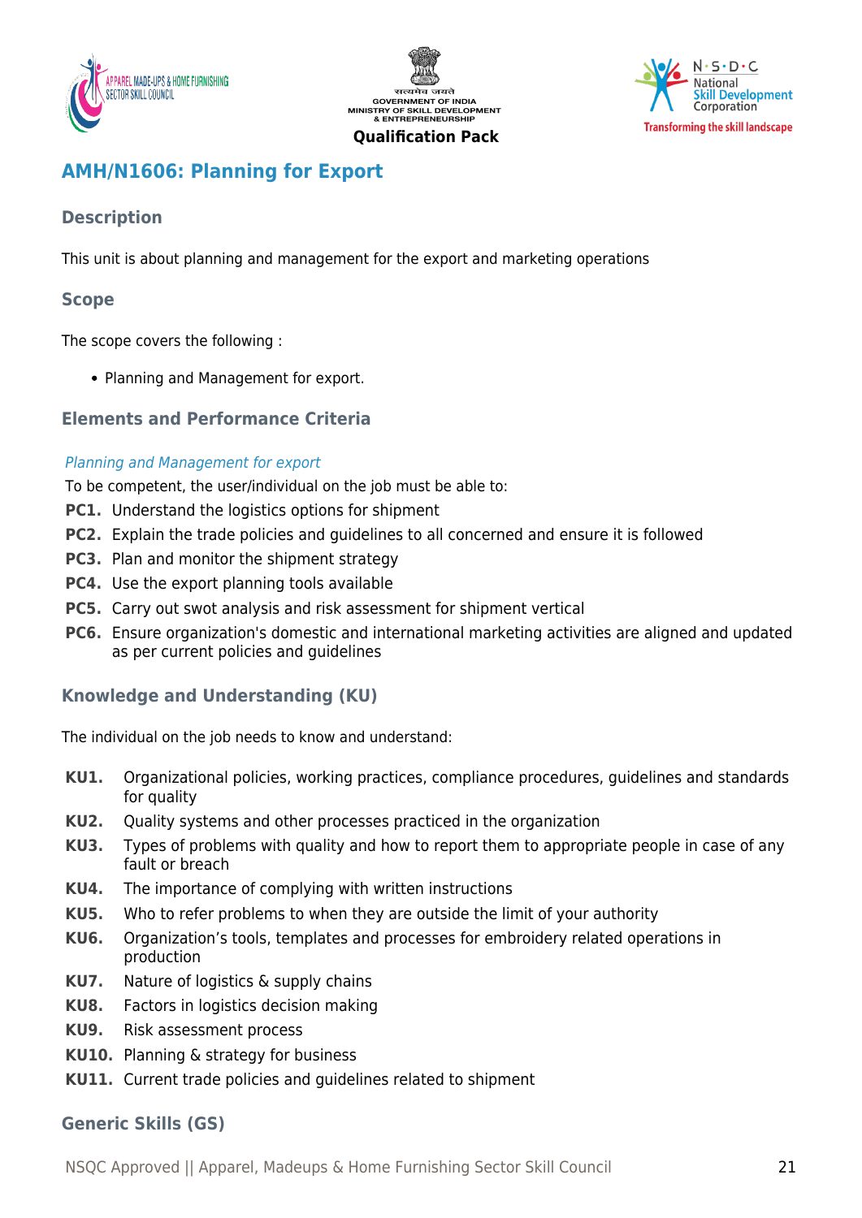# AMH/N1606: Planning for Export

## Description

This unit is about planning and management for the export and marketing operations

## Scope

The scope covers the following :

- Planning and Management for export.

## Elements and Performance Criteria

*Planning and Management for export*

To be competent, the user/individual on the job must be able to:

**PC1.** Understand the logistics options for shipment

**PC2.** Explain the trade policies and guidelines to all concerned and ensure it is followed

**PC3.** Plan and monitor the shipment strategy

**PC4.** Use the export planning tools available

**PC5.** Carry out swot analysis and risk assessment for shipment vertical

**PC6.** Ensure organization's domestic and international marketing activities are aligned and updated as per current policies and guidelines

## Knowledge and Understanding (KU)

The individual on the job needs to know and understand:

**KU1.** Organizational policies, working practices, compliance procedures, guidelines and standards for quality

**KU2.** Quality systems and other processes practiced in the organization

**KU3.** Types of problems with quality and how to report them to appropriate people in case of any fault or breach

**KU4.** The importance of complying with written instructions

**KU5.** Who to refer problems to when they are outside the limit of your authority

**KU6.** Organization's tools, templates and processes for embroidery related operations in production

**KU7.** Nature of logistics & supply chains

**KU8.** Factors in logistics decision making

**KU9.** Risk assessment process

**KU10.** Planning & strategy for business

**KU11.** Current trade policies and guidelines related to shipment

## Generic Skills (GS)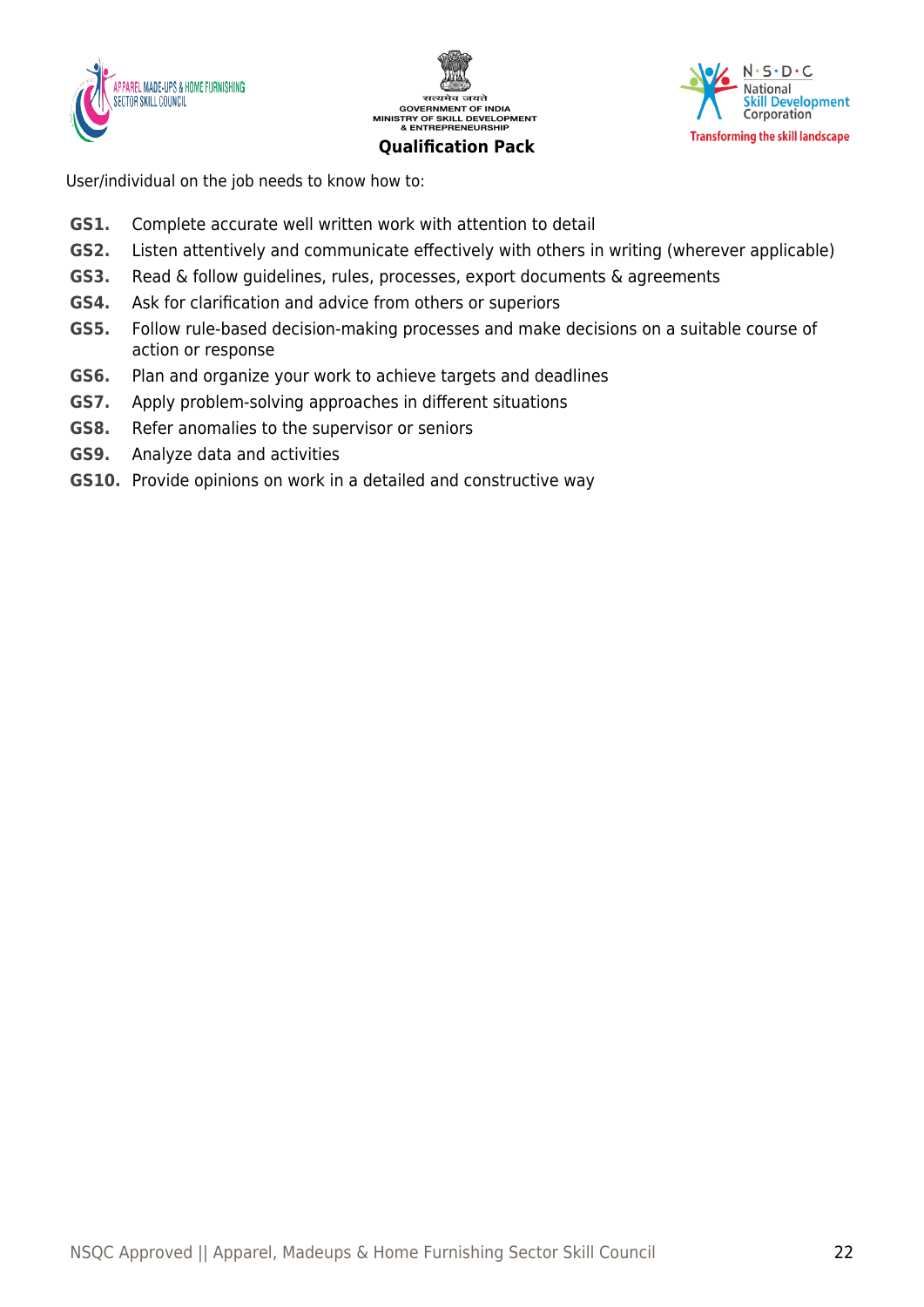User/individual on the job needs to know how to:

**GS1.** Complete accurate well written work with attention to detail

**GS2.** Listen attentively and communicate effectively with others in writing (wherever applicable)

**GS3.** Read & follow guidelines, rules, processes, export documents & agreements

**GS4.** Ask for clarification and advice from others or superiors

**GS5.** Follow rule-based decision-making processes and make decisions on a suitable course of action or response

**GS6.** Plan and organize your work to achieve targets and deadlines

**GS7.** Apply problem-solving approaches in different situations

**GS8.** Refer anomalies to the supervisor or seniors

**GS9.** Analyze data and activities

**GS10.** Provide opinions on work in a detailed and constructive way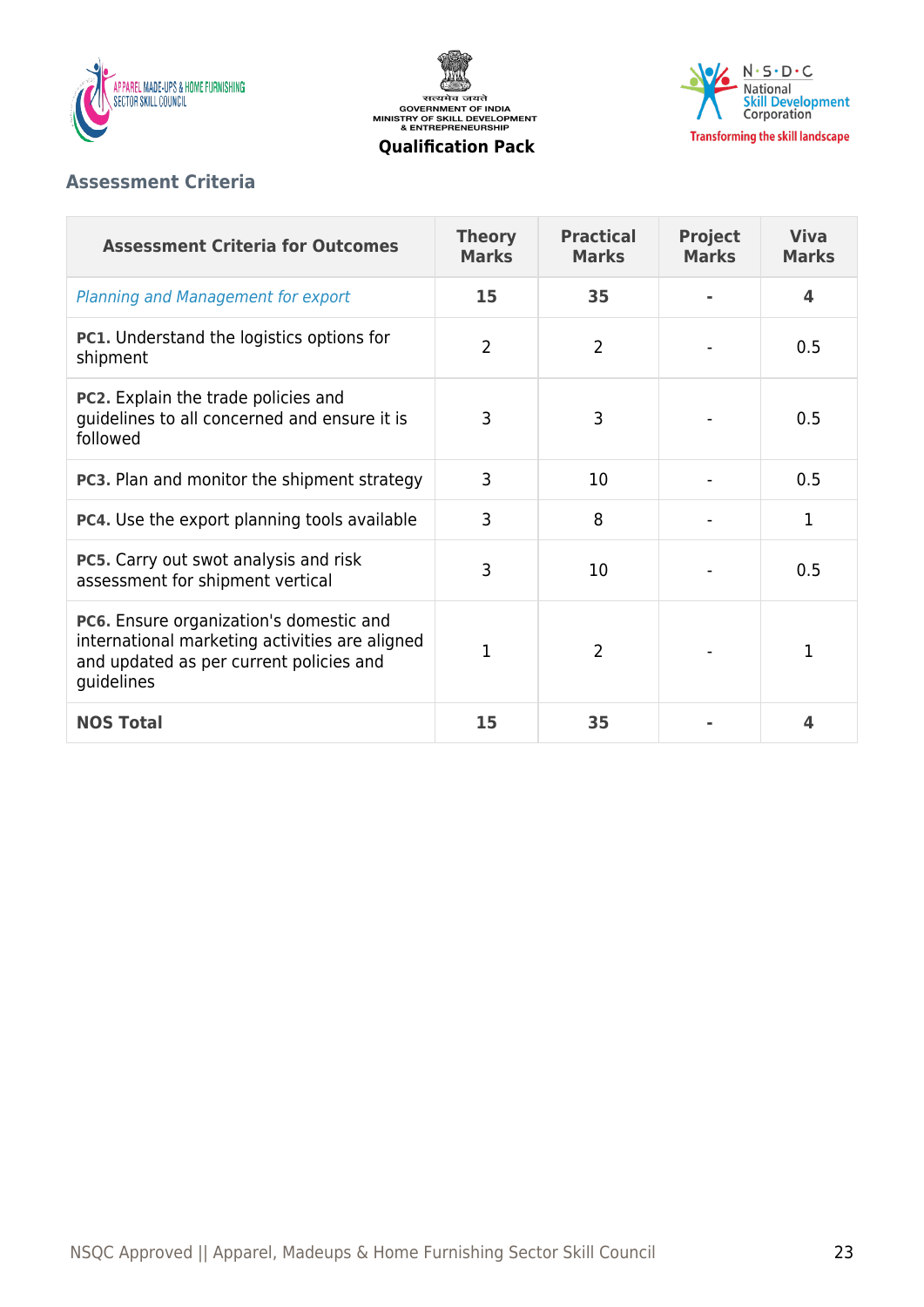### Assessment Criteria

| Assessment Criteria for Outcomes | Theory Marks | Practical Marks | Project Marks | Viva Marks |
|---|---|---|---|---|
| *Planning and Management for export* | **15** | **35** | **-** | **4** |
| **PC1.** Understand the logistics options for shipment | 2 | 2 | - | 0.5 |
| **PC2.** Explain the trade policies and guidelines to all concerned and ensure it is followed | 3 | 3 | - | 0.5 |
| **PC3.** Plan and monitor the shipment strategy | 3 | 10 | - | 0.5 |
| **PC4.** Use the export planning tools available | 3 | 8 | - | 1 |
| **PC5.** Carry out swot analysis and risk assessment for shipment vertical | 3 | 10 | - | 0.5 |
| **PC6.** Ensure organization's domestic and international marketing activities are aligned and updated as per current policies and guidelines | 1 | 2 | - | 1 |
| **NOS Total** | **15** | **35** | **-** | **4** |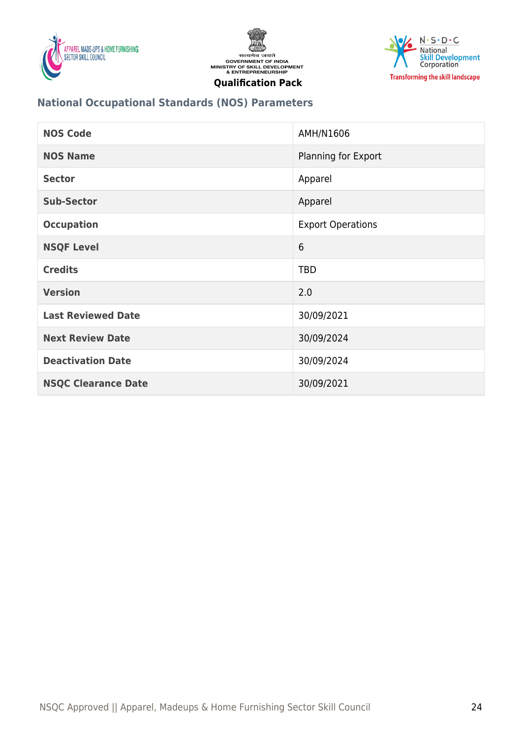## National Occupational Standards (NOS) Parameters

| NOS Code | AMH/N1606 |
|---|---|
| NOS Name | Planning for Export |
| Sector | Apparel |
| Sub-Sector | Apparel |
| Occupation | Export Operations |
| NSQF Level | 6 |
| Credits | TBD |
| Version | 2.0 |
| Last Reviewed Date | 30/09/2021 |
| Next Review Date | 30/09/2024 |
| Deactivation Date | 30/09/2024 |
| NSQC Clearance Date | 30/09/2021 |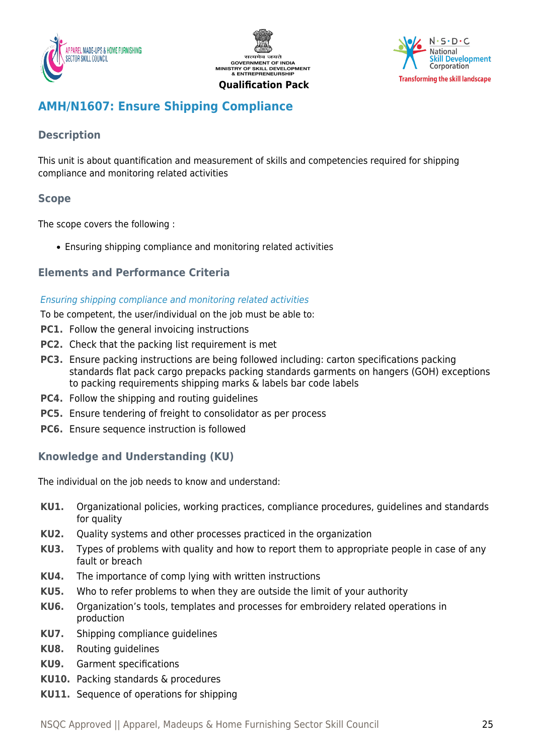## AMH/N1607: Ensure Shipping Compliance

### Description

This unit is about quantification and measurement of skills and competencies required for shipping compliance and monitoring related activities

### Scope

The scope covers the following :

- Ensuring shipping compliance and monitoring related activities

### Elements and Performance Criteria

*Ensuring shipping compliance and monitoring related activities*

To be competent, the user/individual on the job must be able to:

**PC1.** Follow the general invoicing instructions

**PC2.** Check that the packing list requirement is met

**PC3.** Ensure packing instructions are being followed including: carton specifications packing standards flat pack cargo prepacks packing standards garments on hangers (GOH) exceptions to packing requirements shipping marks & labels bar code labels

**PC4.** Follow the shipping and routing guidelines

**PC5.** Ensure tendering of freight to consolidator as per process

**PC6.** Ensure sequence instruction is followed

### Knowledge and Understanding (KU)

The individual on the job needs to know and understand:

**KU1.** Organizational policies, working practices, compliance procedures, guidelines and standards for quality

**KU2.** Quality systems and other processes practiced in the organization

**KU3.** Types of problems with quality and how to report them to appropriate people in case of any fault or breach

**KU4.** The importance of comp lying with written instructions

**KU5.** Who to refer problems to when they are outside the limit of your authority

**KU6.** Organization's tools, templates and processes for embroidery related operations in production

**KU7.** Shipping compliance guidelines

**KU8.** Routing guidelines

**KU9.** Garment specifications

**KU10.** Packing standards & procedures

**KU11.** Sequence of operations for shipping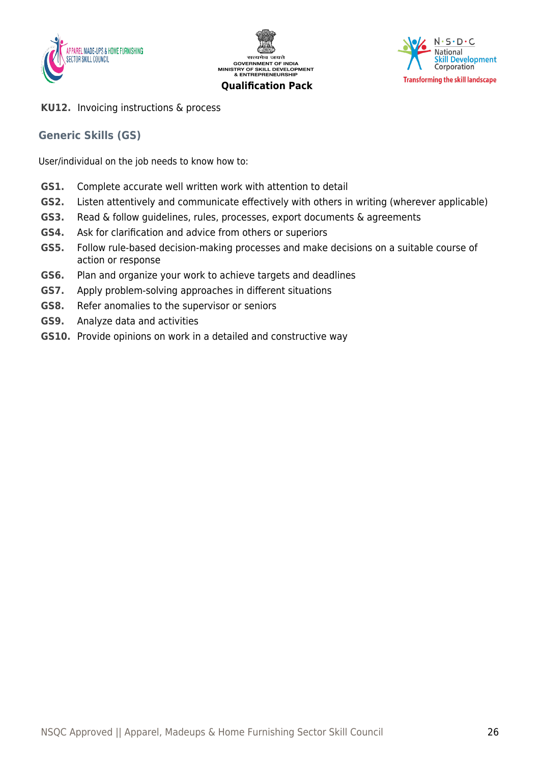**KU12.** Invoicing instructions & process

## Generic Skills (GS)

User/individual on the job needs to know how to:

**GS1.** Complete accurate well written work with attention to detail

**GS2.** Listen attentively and communicate effectively with others in writing (wherever applicable)

**GS3.** Read & follow guidelines, rules, processes, export documents & agreements

**GS4.** Ask for clarification and advice from others or superiors

**GS5.** Follow rule-based decision-making processes and make decisions on a suitable course of action or response

**GS6.** Plan and organize your work to achieve targets and deadlines

**GS7.** Apply problem-solving approaches in different situations

**GS8.** Refer anomalies to the supervisor or seniors

**GS9.** Analyze data and activities

**GS10.** Provide opinions on work in a detailed and constructive way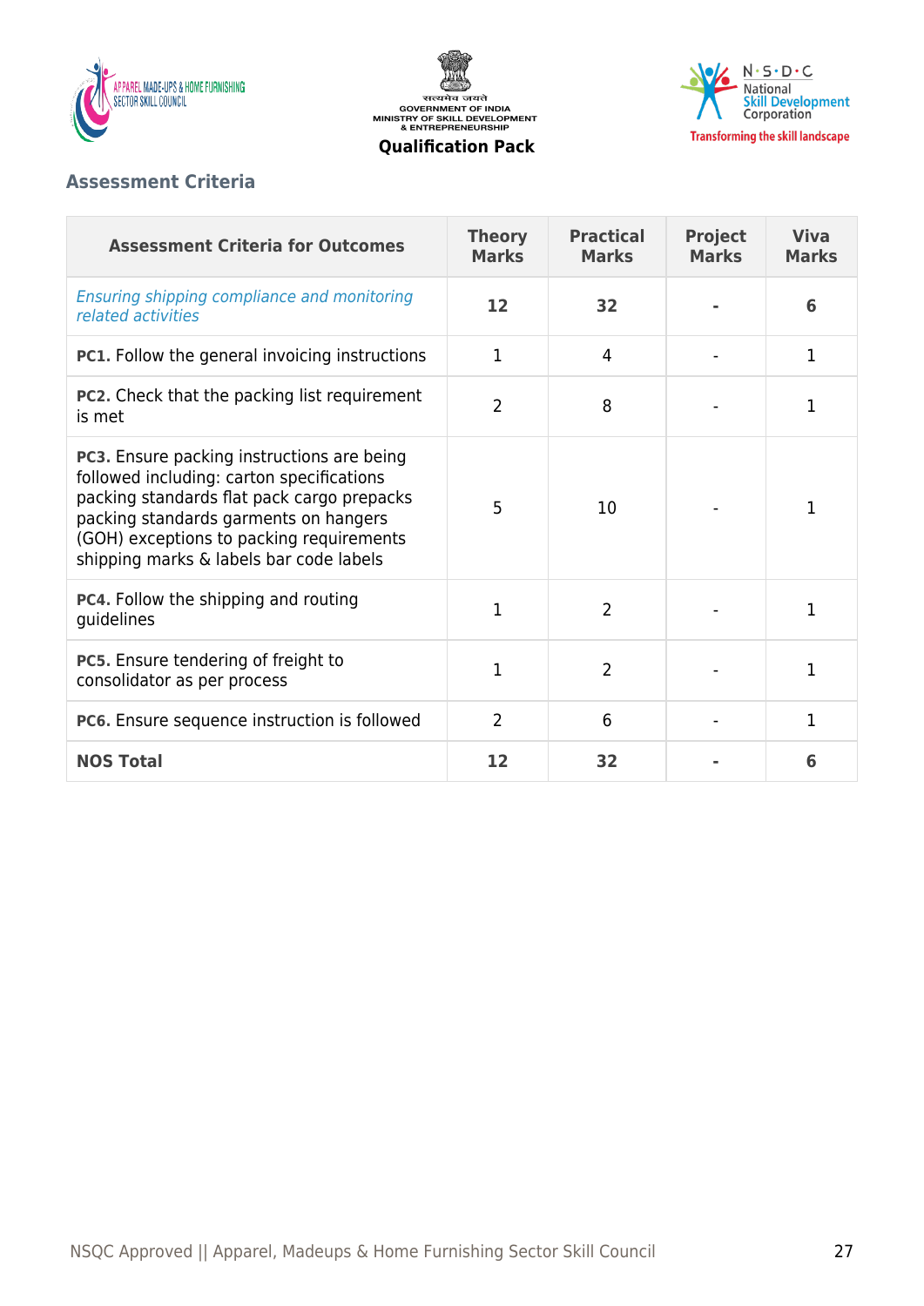## Assessment Criteria

| Assessment Criteria for Outcomes | Theory Marks | Practical Marks | Project Marks | Viva Marks |
|---|---|---|---|---|
| *Ensuring shipping compliance and monitoring related activities* | **12** | **32** | **-** | **6** |
| **PC1.** Follow the general invoicing instructions | 1 | 4 | - | 1 |
| **PC2.** Check that the packing list requirement is met | 2 | 8 | - | 1 |
| **PC3.** Ensure packing instructions are being followed including: carton specifications packing standards flat pack cargo prepacks packing standards garments on hangers (GOH) exceptions to packing requirements shipping marks & labels bar code labels | 5 | 10 | - | 1 |
| **PC4.** Follow the shipping and routing guidelines | 1 | 2 | - | 1 |
| **PC5.** Ensure tendering of freight to consolidator as per process | 1 | 2 | - | 1 |
| **PC6.** Ensure sequence instruction is followed | 2 | 6 | - | 1 |
| **NOS Total** | **12** | **32** | **-** | **6** |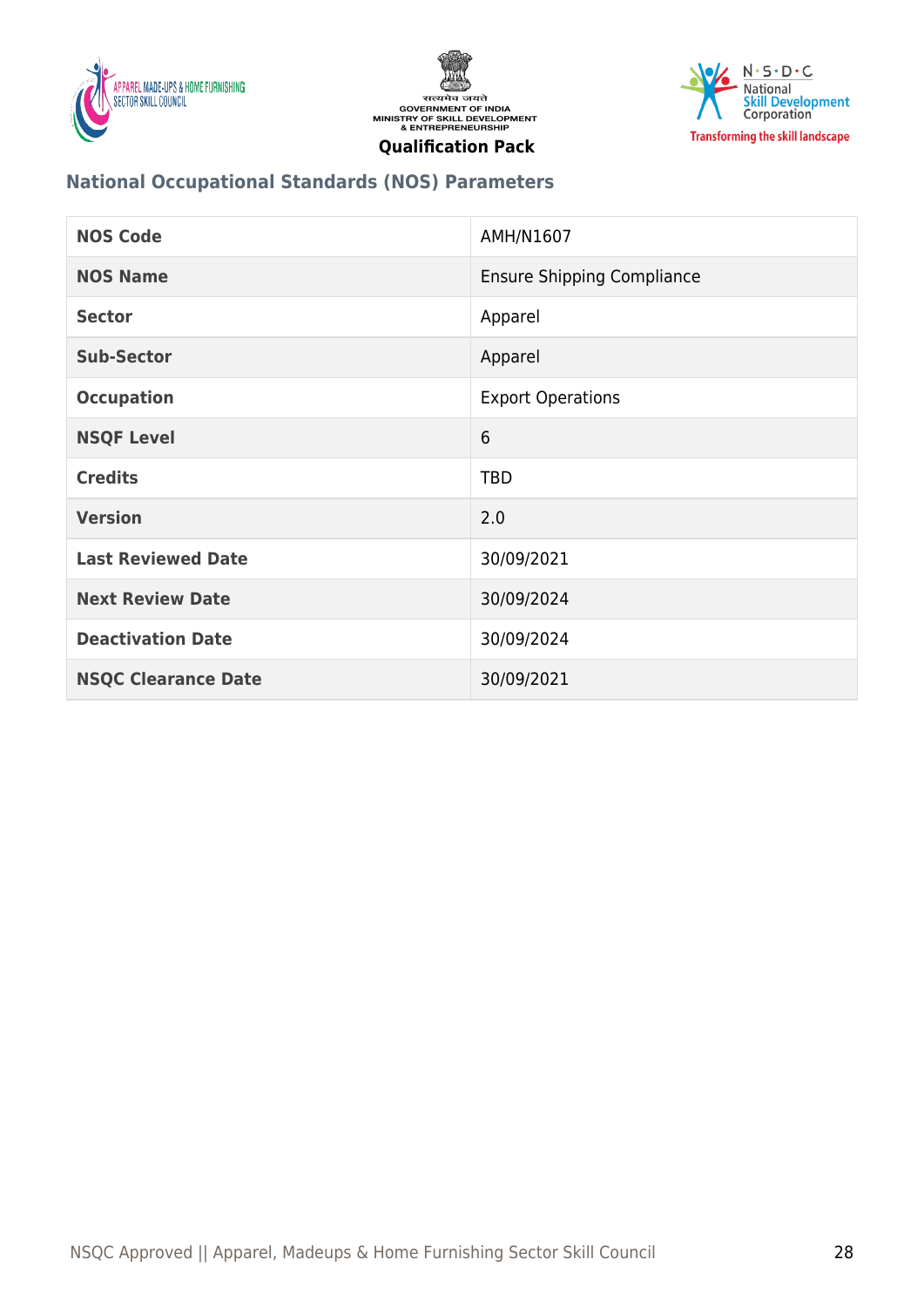## National Occupational Standards (NOS) Parameters

| NOS Code | AMH/N1607 |
|---|---|
| NOS Name | Ensure Shipping Compliance |
| Sector | Apparel |
| Sub-Sector | Apparel |
| Occupation | Export Operations |
| NSQF Level | 6 |
| Credits | TBD |
| Version | 2.0 |
| Last Reviewed Date | 30/09/2021 |
| Next Review Date | 30/09/2024 |
| Deactivation Date | 30/09/2024 |
| NSQC Clearance Date | 30/09/2021 |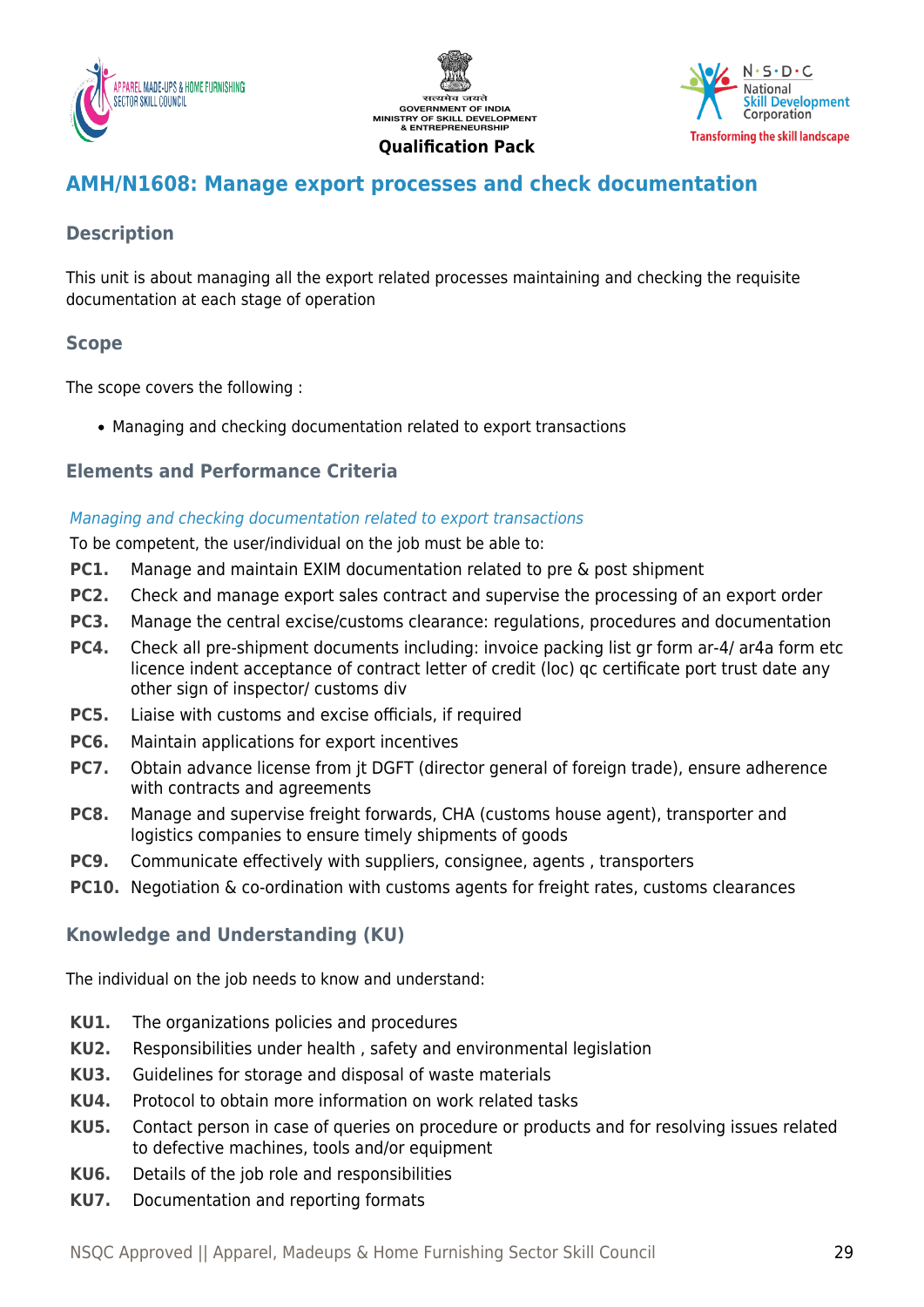## AMH/N1608: Manage export processes and check documentation

### Description

This unit is about managing all the export related processes maintaining and checking the requisite documentation at each stage of operation

### Scope

The scope covers the following :

- Managing and checking documentation related to export transactions

### Elements and Performance Criteria

*Managing and checking documentation related to export transactions*

To be competent, the user/individual on the job must be able to:

**PC1.** Manage and maintain EXIM documentation related to pre & post shipment

**PC2.** Check and manage export sales contract and supervise the processing of an export order

**PC3.** Manage the central excise/customs clearance: regulations, procedures and documentation

**PC4.** Check all pre-shipment documents including: invoice packing list gr form ar-4/ ar4a form etc licence indent acceptance of contract letter of credit (loc) qc certificate port trust date any other sign of inspector/ customs div

**PC5.** Liaise with customs and excise officials, if required

**PC6.** Maintain applications for export incentives

**PC7.** Obtain advance license from jt DGFT (director general of foreign trade), ensure adherence with contracts and agreements

**PC8.** Manage and supervise freight forwards, CHA (customs house agent), transporter and logistics companies to ensure timely shipments of goods

**PC9.** Communicate effectively with suppliers, consignee, agents , transporters

**PC10.** Negotiation & co-ordination with customs agents for freight rates, customs clearances

### Knowledge and Understanding (KU)

The individual on the job needs to know and understand:

**KU1.** The organizations policies and procedures

**KU2.** Responsibilities under health , safety and environmental legislation

**KU3.** Guidelines for storage and disposal of waste materials

**KU4.** Protocol to obtain more information on work related tasks

**KU5.** Contact person in case of queries on procedure or products and for resolving issues related to defective machines, tools and/or equipment

**KU6.** Details of the job role and responsibilities

**KU7.** Documentation and reporting formats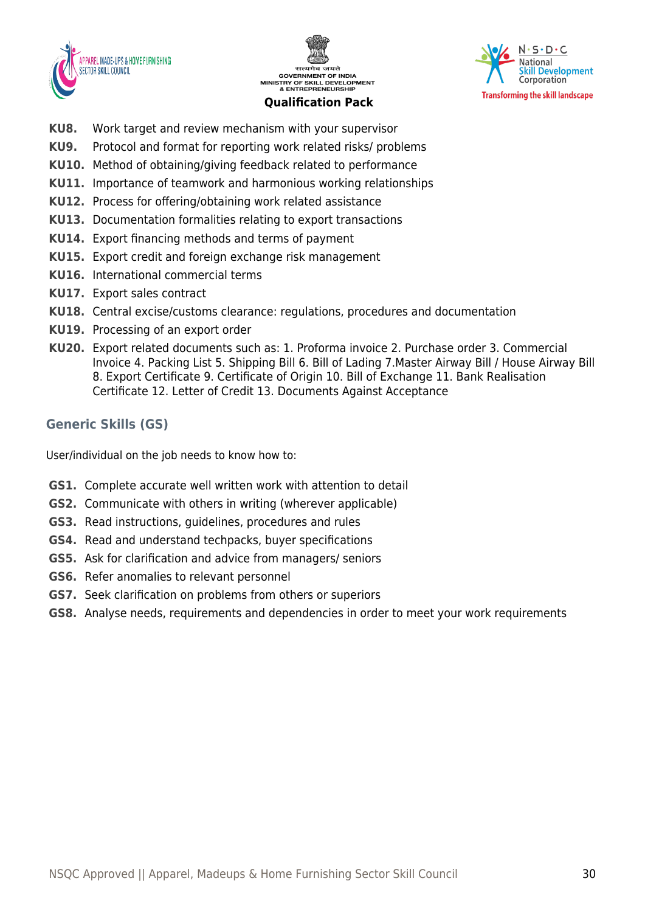**KU8.** Work target and review mechanism with your supervisor

**KU9.** Protocol and format for reporting work related risks/ problems

**KU10.** Method of obtaining/giving feedback related to performance

**KU11.** Importance of teamwork and harmonious working relationships

**KU12.** Process for offering/obtaining work related assistance

**KU13.** Documentation formalities relating to export transactions

**KU14.** Export financing methods and terms of payment

**KU15.** Export credit and foreign exchange risk management

**KU16.** International commercial terms

**KU17.** Export sales contract

**KU18.** Central excise/customs clearance: regulations, procedures and documentation

**KU19.** Processing of an export order

**KU20.** Export related documents such as: 1. Proforma invoice 2. Purchase order 3. Commercial Invoice 4. Packing List 5. Shipping Bill 6. Bill of Lading 7.Master Airway Bill / House Airway Bill 8. Export Certificate 9. Certificate of Origin 10. Bill of Exchange 11. Bank Realisation Certificate 12. Letter of Credit 13. Documents Against Acceptance

## Generic Skills (GS)

User/individual on the job needs to know how to:

**GS1.** Complete accurate well written work with attention to detail

**GS2.** Communicate with others in writing (wherever applicable)

**GS3.** Read instructions, guidelines, procedures and rules

**GS4.** Read and understand techpacks, buyer specifications

**GS5.** Ask for clarification and advice from managers/ seniors

**GS6.** Refer anomalies to relevant personnel

**GS7.** Seek clarification on problems from others or superiors

**GS8.** Analyse needs, requirements and dependencies in order to meet your work requirements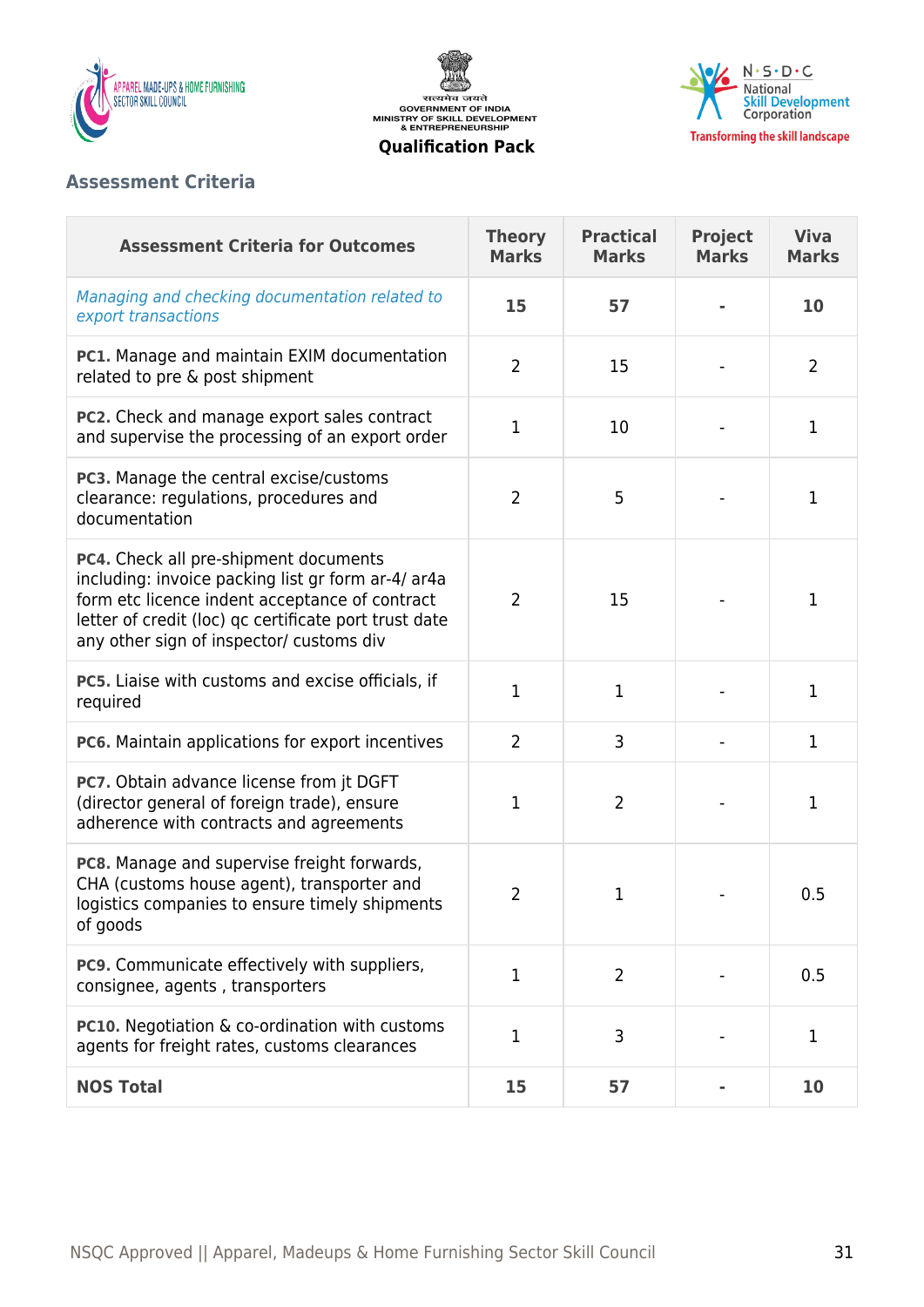## Assessment Criteria

| Assessment Criteria for Outcomes | Theory Marks | Practical Marks | Project Marks | Viva Marks |
|---|---|---|---|---|
| *Managing and checking documentation related to export transactions* | **15** | **57** | **-** | **10** |
| **PC1.** Manage and maintain EXIM documentation related to pre & post shipment | 2 | 15 | - | 2 |
| **PC2.** Check and manage export sales contract and supervise the processing of an export order | 1 | 10 | - | 1 |
| **PC3.** Manage the central excise/customs clearance: regulations, procedures and documentation | 2 | 5 | - | 1 |
| **PC4.** Check all pre-shipment documents including: invoice packing list gr form ar-4/ ar4a form etc licence indent acceptance of contract letter of credit (loc) qc certificate port trust date any other sign of inspector/ customs div | 2 | 15 | - | 1 |
| **PC5.** Liaise with customs and excise officials, if required | 1 | 1 | - | 1 |
| **PC6.** Maintain applications for export incentives | 2 | 3 | - | 1 |
| **PC7.** Obtain advance license from jt DGFT (director general of foreign trade), ensure adherence with contracts and agreements | 1 | 2 | - | 1 |
| **PC8.** Manage and supervise freight forwards, CHA (customs house agent), transporter and logistics companies to ensure timely shipments of goods | 2 | 1 | - | 0.5 |
| **PC9.** Communicate effectively with suppliers, consignee, agents , transporters | 1 | 2 | - | 0.5 |
| **PC10.** Negotiation & co-ordination with customs agents for freight rates, customs clearances | 1 | 3 | - | 1 |
| **NOS Total** | **15** | **57** | **-** | **10** |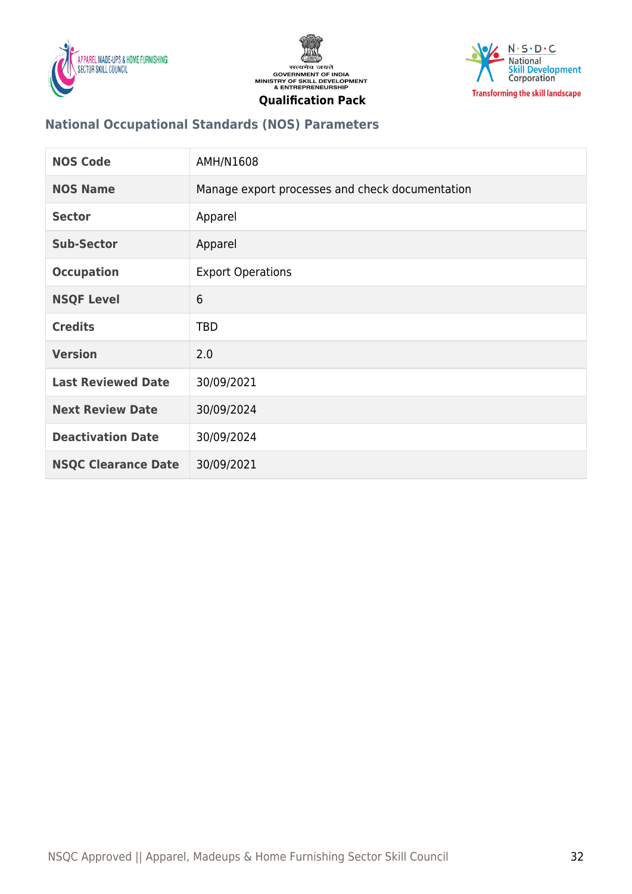## National Occupational Standards (NOS) Parameters

| | |
|---|---|
| **NOS Code** | AMH/N1608 |
| **NOS Name** | Manage export processes and check documentation |
| **Sector** | Apparel |
| **Sub-Sector** | Apparel |
| **Occupation** | Export Operations |
| **NSQF Level** | 6 |
| **Credits** | TBD |
| **Version** | 2.0 |
| **Last Reviewed Date** | 30/09/2021 |
| **Next Review Date** | 30/09/2024 |
| **Deactivation Date** | 30/09/2024 |
| **NSQC Clearance Date** | 30/09/2021 |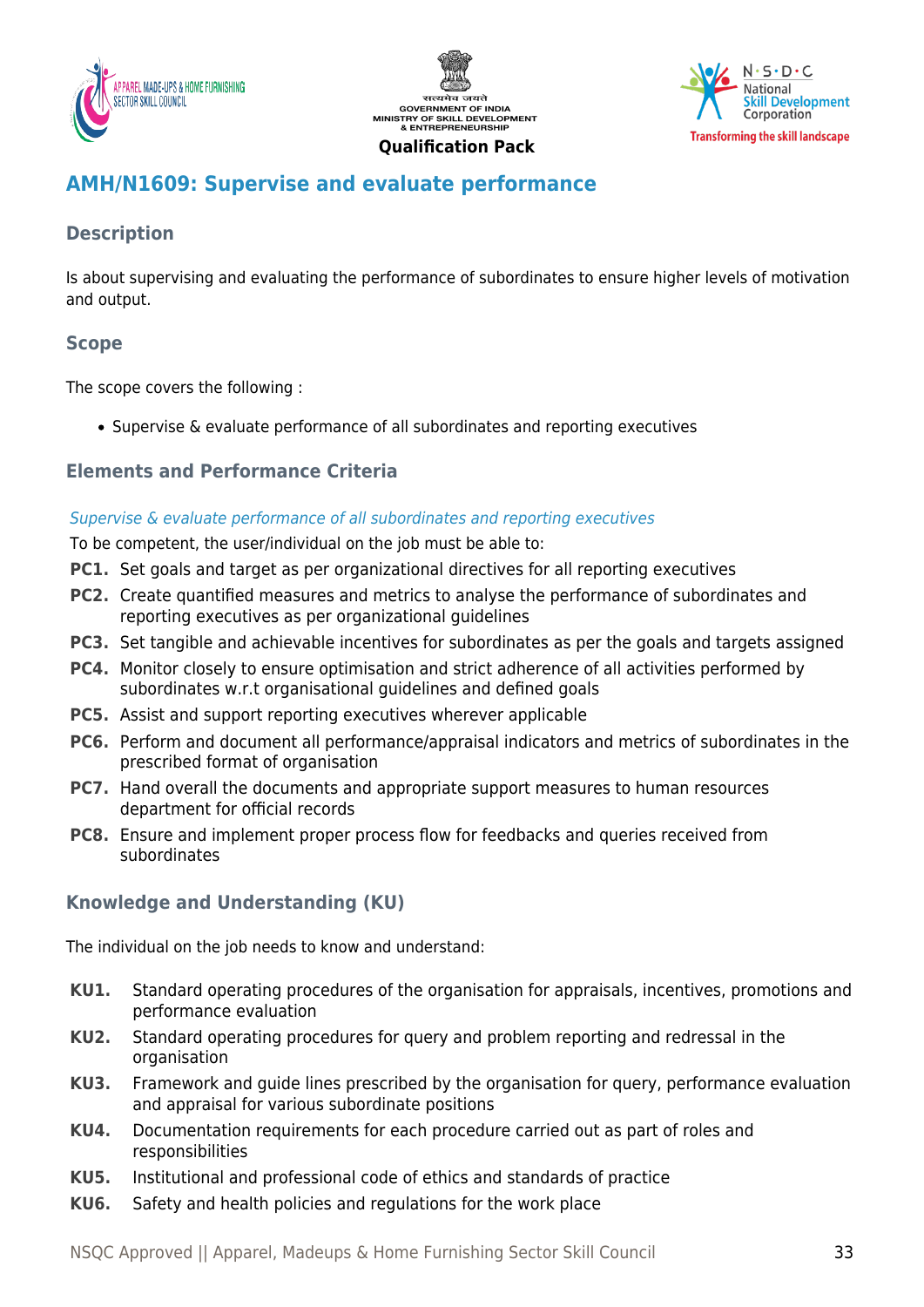## AMH/N1609: Supervise and evaluate performance

### Description

Is about supervising and evaluating the performance of subordinates to ensure higher levels of motivation and output.

### Scope

The scope covers the following :

- Supervise & evaluate performance of all subordinates and reporting executives

### Elements and Performance Criteria

*Supervise & evaluate performance of all subordinates and reporting executives*

To be competent, the user/individual on the job must be able to:

**PC1.** Set goals and target as per organizational directives for all reporting executives

**PC2.** Create quantified measures and metrics to analyse the performance of subordinates and reporting executives as per organizational guidelines

**PC3.** Set tangible and achievable incentives for subordinates as per the goals and targets assigned

**PC4.** Monitor closely to ensure optimisation and strict adherence of all activities performed by subordinates w.r.t organisational guidelines and defined goals

**PC5.** Assist and support reporting executives wherever applicable

**PC6.** Perform and document all performance/appraisal indicators and metrics of subordinates in the prescribed format of organisation

**PC7.** Hand overall the documents and appropriate support measures to human resources department for official records

**PC8.** Ensure and implement proper process flow for feedbacks and queries received from subordinates

### Knowledge and Understanding (KU)

The individual on the job needs to know and understand:

**KU1.** Standard operating procedures of the organisation for appraisals, incentives, promotions and performance evaluation

**KU2.** Standard operating procedures for query and problem reporting and redressal in the organisation

**KU3.** Framework and guide lines prescribed by the organisation for query, performance evaluation and appraisal for various subordinate positions

**KU4.** Documentation requirements for each procedure carried out as part of roles and responsibilities

**KU5.** Institutional and professional code of ethics and standards of practice

**KU6.** Safety and health policies and regulations for the work place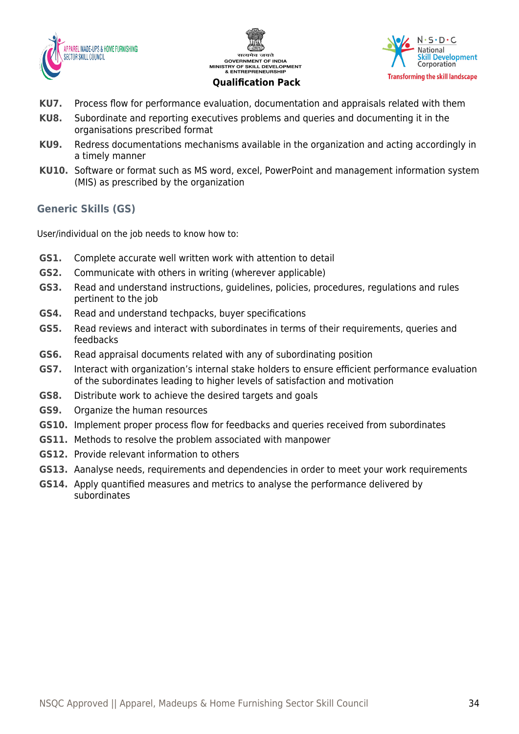**KU7.** Process flow for performance evaluation, documentation and appraisals related with them

**KU8.** Subordinate and reporting executives problems and queries and documenting it in the organisations prescribed format

**KU9.** Redress documentations mechanisms available in the organization and acting accordingly in a timely manner

**KU10.** Software or format such as MS word, excel, PowerPoint and management information system (MIS) as prescribed by the organization

## Generic Skills (GS)

User/individual on the job needs to know how to:

**GS1.** Complete accurate well written work with attention to detail

**GS2.** Communicate with others in writing (wherever applicable)

**GS3.** Read and understand instructions, guidelines, policies, procedures, regulations and rules pertinent to the job

**GS4.** Read and understand techpacks, buyer specifications

**GS5.** Read reviews and interact with subordinates in terms of their requirements, queries and feedbacks

**GS6.** Read appraisal documents related with any of subordinating position

**GS7.** Interact with organization's internal stake holders to ensure efficient performance evaluation of the subordinates leading to higher levels of satisfaction and motivation

**GS8.** Distribute work to achieve the desired targets and goals

**GS9.** Organize the human resources

**GS10.** Implement proper process flow for feedbacks and queries received from subordinates

**GS11.** Methods to resolve the problem associated with manpower

**GS12.** Provide relevant information to others

**GS13.** Aanalyse needs, requirements and dependencies in order to meet your work requirements

**GS14.** Apply quantified measures and metrics to analyse the performance delivered by subordinates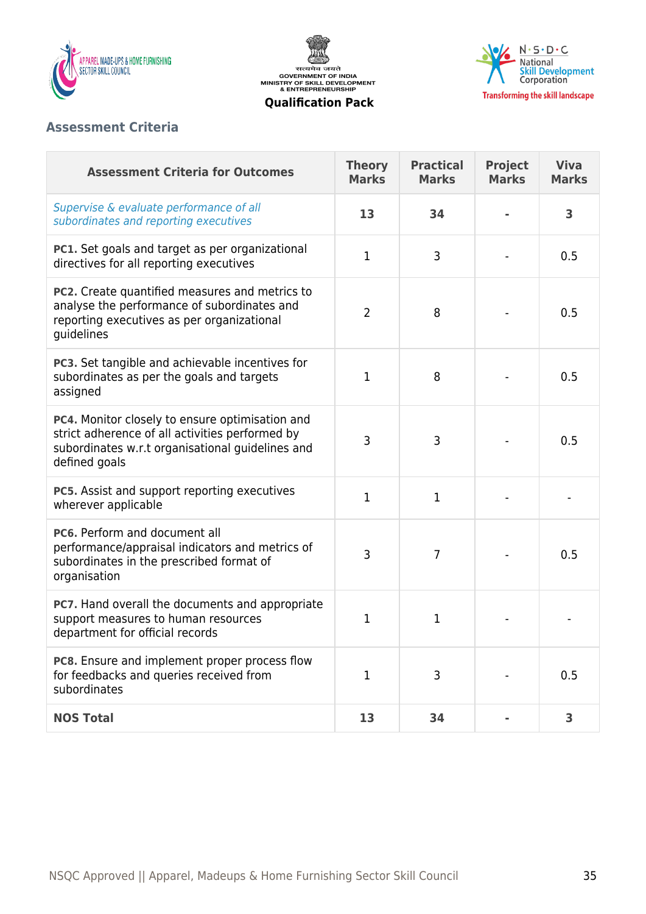## Assessment Criteria

| Assessment Criteria for Outcomes | Theory Marks | Practical Marks | Project Marks | Viva Marks |
|---|---|---|---|---|
| *Supervise & evaluate performance of all subordinates and reporting executives* | **13** | **34** | **-** | **3** |
| **PC1.** Set goals and target as per organizational directives for all reporting executives | 1 | 3 | - | 0.5 |
| **PC2.** Create quantified measures and metrics to analyse the performance of subordinates and reporting executives as per organizational guidelines | 2 | 8 | - | 0.5 |
| **PC3.** Set tangible and achievable incentives for subordinates as per the goals and targets assigned | 1 | 8 | - | 0.5 |
| **PC4.** Monitor closely to ensure optimisation and strict adherence of all activities performed by subordinates w.r.t organisational guidelines and defined goals | 3 | 3 | - | 0.5 |
| **PC5.** Assist and support reporting executives wherever applicable | 1 | 1 | - | - |
| **PC6.** Perform and document all performance/appraisal indicators and metrics of subordinates in the prescribed format of organisation | 3 | 7 | - | 0.5 |
| **PC7.** Hand overall the documents and appropriate support measures to human resources department for official records | 1 | 1 | - | - |
| **PC8.** Ensure and implement proper process flow for feedbacks and queries received from subordinates | 1 | 3 | - | 0.5 |
| **NOS Total** | **13** | **34** | **-** | **3** |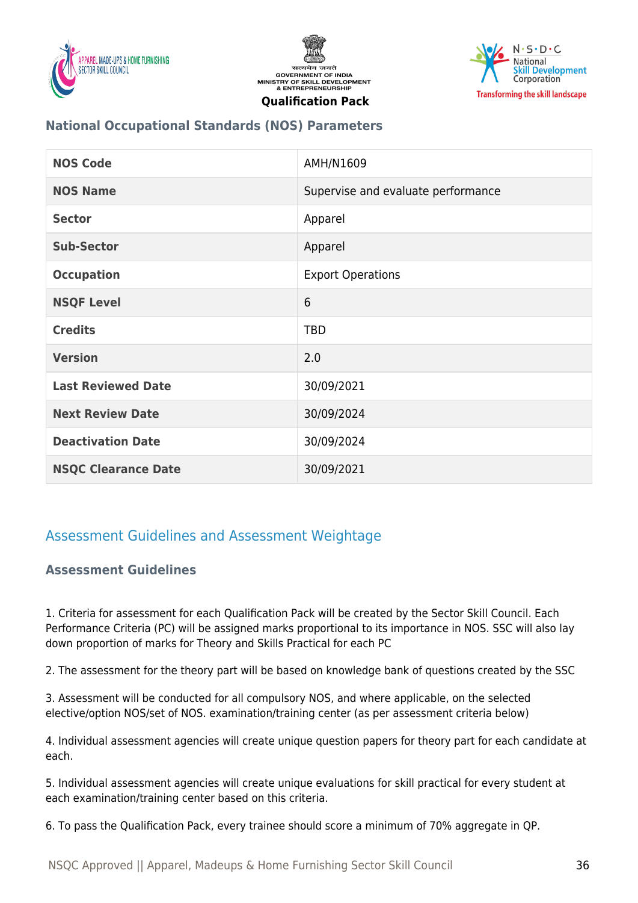### National Occupational Standards (NOS) Parameters

| NOS Code | AMH/N1609 |
| --- | --- |
| NOS Name | Supervise and evaluate performance |
| Sector | Apparel |
| Sub-Sector | Apparel |
| Occupation | Export Operations |
| NSQF Level | 6 |
| Credits | TBD |
| Version | 2.0 |
| Last Reviewed Date | 30/09/2021 |
| Next Review Date | 30/09/2024 |
| Deactivation Date | 30/09/2024 |
| NSQC Clearance Date | 30/09/2021 |

## Assessment Guidelines and Assessment Weightage

### Assessment Guidelines

1. Criteria for assessment for each Qualification Pack will be created by the Sector Skill Council. Each Performance Criteria (PC) will be assigned marks proportional to its importance in NOS. SSC will also lay down proportion of marks for Theory and Skills Practical for each PC

2. The assessment for the theory part will be based on knowledge bank of questions created by the SSC

3. Assessment will be conducted for all compulsory NOS, and where applicable, on the selected elective/option NOS/set of NOS. examination/training center (as per assessment criteria below)

4. Individual assessment agencies will create unique question papers for theory part for each candidate at each.

5. Individual assessment agencies will create unique evaluations for skill practical for every student at each examination/training center based on this criteria.

6. To pass the Qualification Pack, every trainee should score a minimum of 70% aggregate in QP.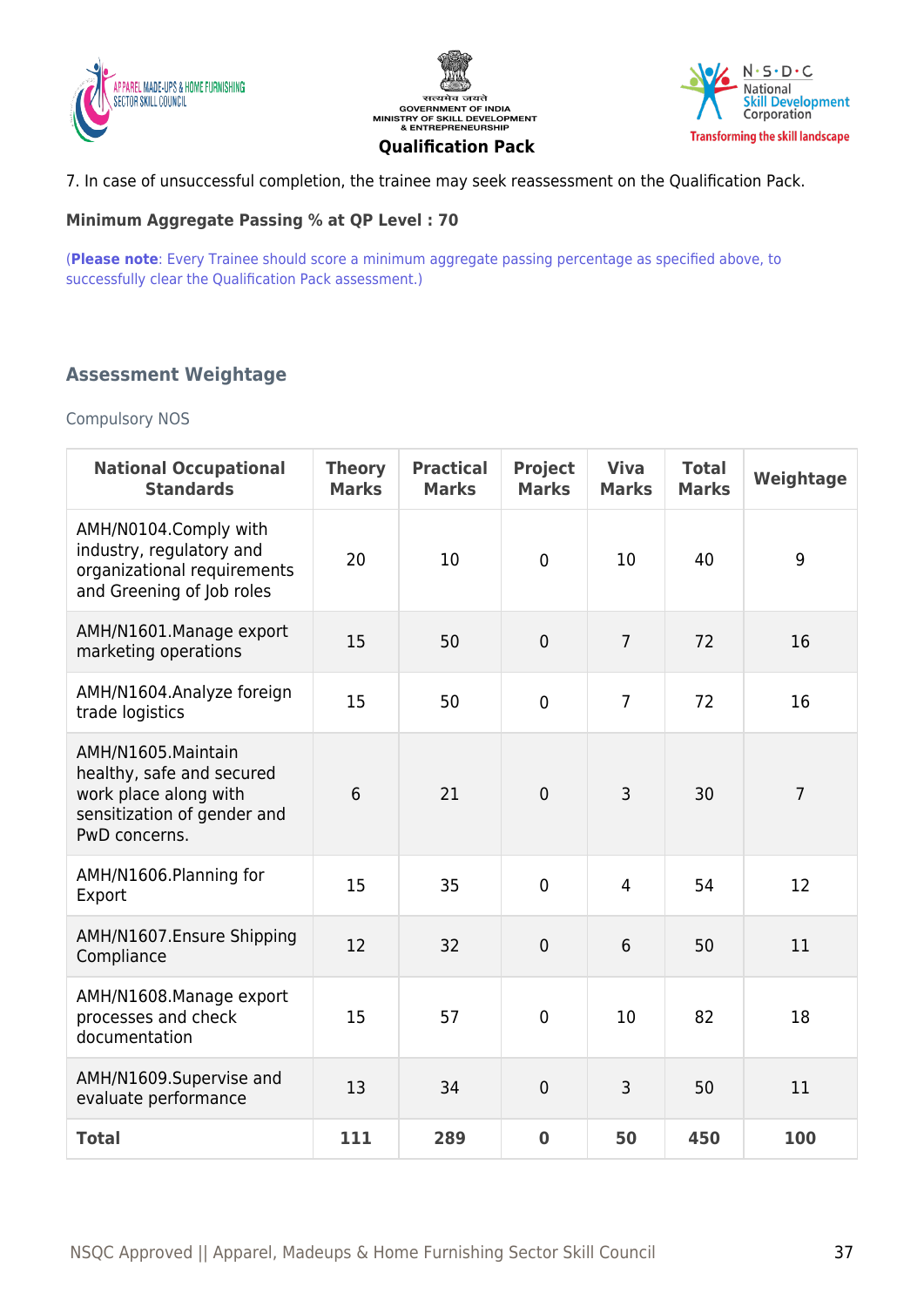7. In case of unsuccessful completion, the trainee may seek reassessment on the Qualification Pack.

**Minimum Aggregate Passing % at QP Level : 70**

(**Please note**: Every Trainee should score a minimum aggregate passing percentage as specified above, to successfully clear the Qualification Pack assessment.)

### Assessment Weightage

Compulsory NOS

| National Occupational Standards | Theory Marks | Practical Marks | Project Marks | Viva Marks | Total Marks | Weightage |
|---|---|---|---|---|---|---|
| AMH/N0104.Comply with industry, regulatory and organizational requirements and Greening of Job roles | 20 | 10 | 0 | 10 | 40 | 9 |
| AMH/N1601.Manage export marketing operations | 15 | 50 | 0 | 7 | 72 | 16 |
| AMH/N1604.Analyze foreign trade logistics | 15 | 50 | 0 | 7 | 72 | 16 |
| AMH/N1605.Maintain healthy, safe and secured work place along with sensitization of gender and PwD concerns. | 6 | 21 | 0 | 3 | 30 | 7 |
| AMH/N1606.Planning for Export | 15 | 35 | 0 | 4 | 54 | 12 |
| AMH/N1607.Ensure Shipping Compliance | 12 | 32 | 0 | 6 | 50 | 11 |
| AMH/N1608.Manage export processes and check documentation | 15 | 57 | 0 | 10 | 82 | 18 |
| AMH/N1609.Supervise and evaluate performance | 13 | 34 | 0 | 3 | 50 | 11 |
| **Total** | **111** | **289** | **0** | **50** | **450** | **100** |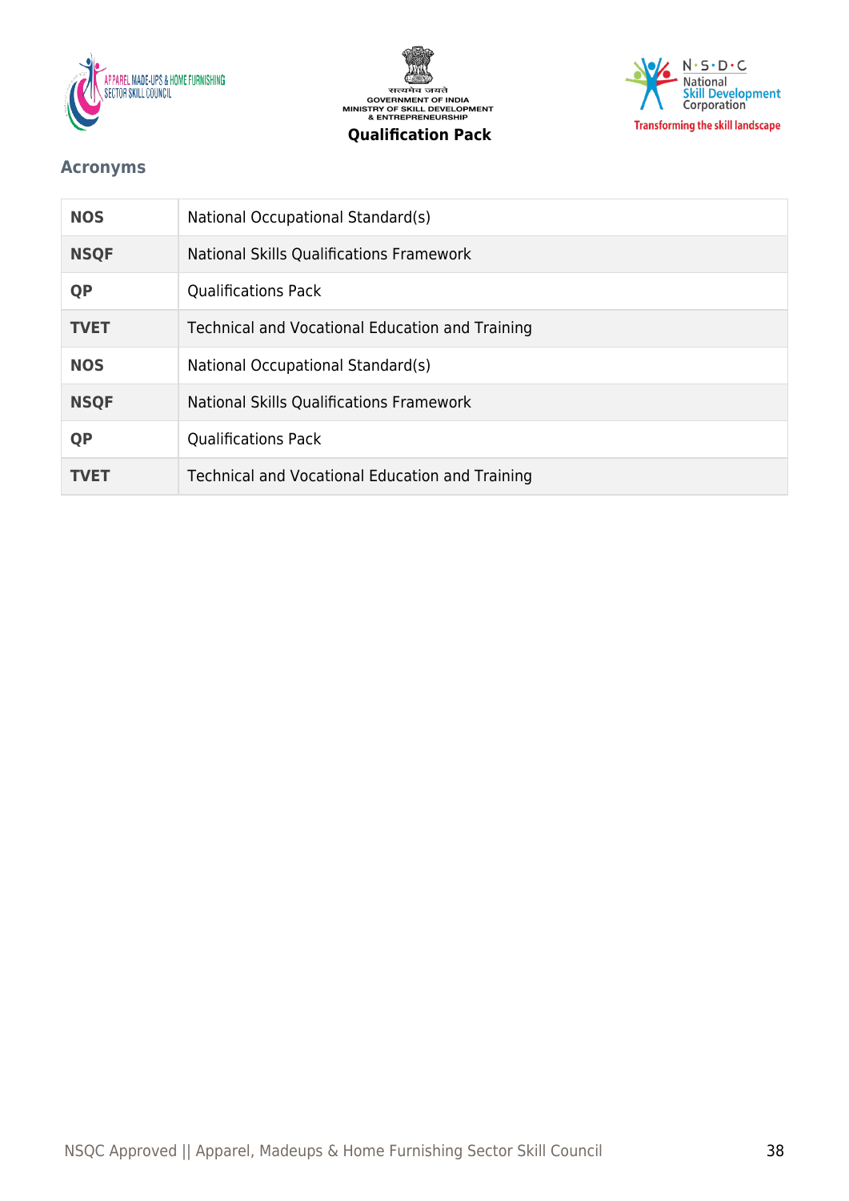## Acronyms

| | |
|---|---|
| **NOS** | National Occupational Standard(s) |
| **NSQF** | National Skills Qualifications Framework |
| **QP** | Qualifications Pack |
| **TVET** | Technical and Vocational Education and Training |
| **NOS** | National Occupational Standard(s) |
| **NSQF** | National Skills Qualifications Framework |
| **QP** | Qualifications Pack |
| **TVET** | Technical and Vocational Education and Training |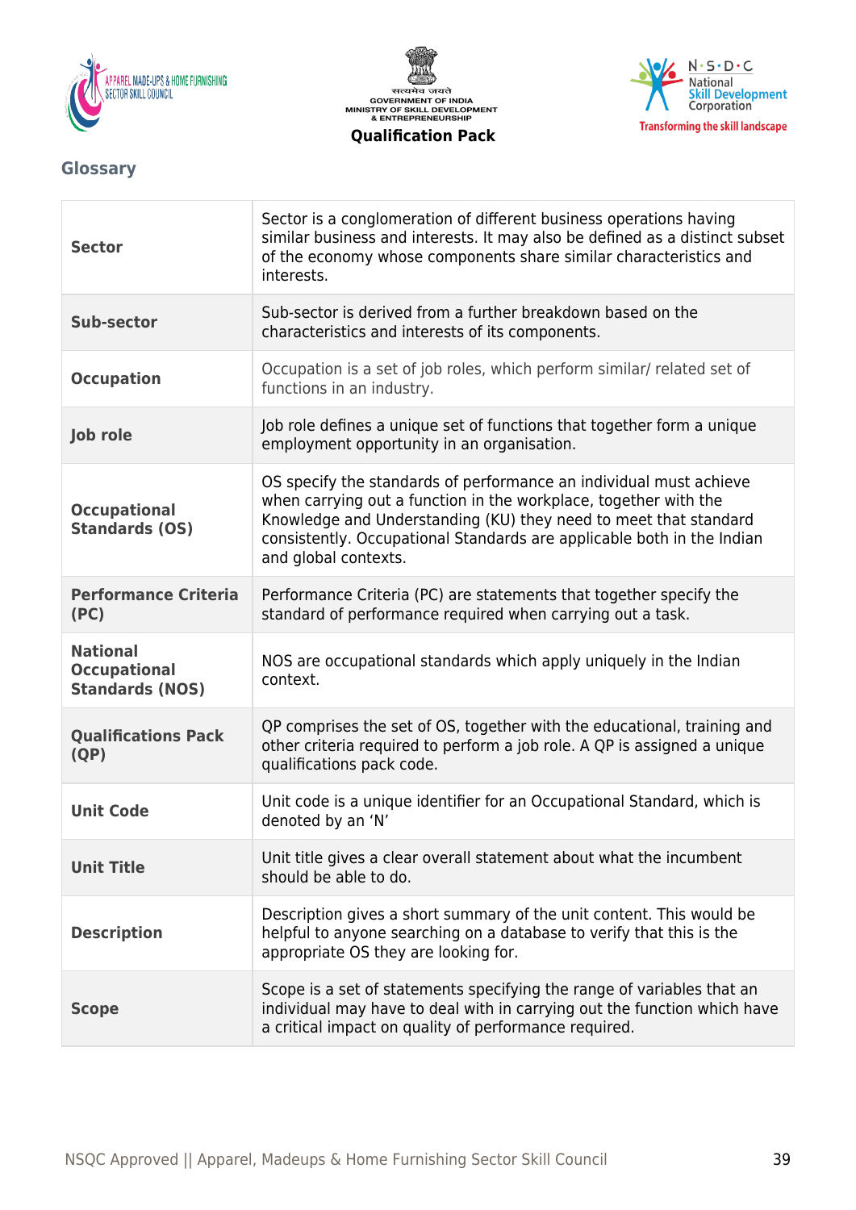## Glossary

| | |
|---|---|
| **Sector** | Sector is a conglomeration of different business operations having similar business and interests. It may also be defined as a distinct subset of the economy whose components share similar characteristics and interests. |
| **Sub-sector** | Sub-sector is derived from a further breakdown based on the characteristics and interests of its components. |
| **Occupation** | Occupation is a set of job roles, which perform similar/ related set of functions in an industry. |
| **Job role** | Job role defines a unique set of functions that together form a unique employment opportunity in an organisation. |
| **Occupational Standards (OS)** | OS specify the standards of performance an individual must achieve when carrying out a function in the workplace, together with the Knowledge and Understanding (KU) they need to meet that standard consistently. Occupational Standards are applicable both in the Indian and global contexts. |
| **Performance Criteria (PC)** | Performance Criteria (PC) are statements that together specify the standard of performance required when carrying out a task. |
| **National Occupational Standards (NOS)** | NOS are occupational standards which apply uniquely in the Indian context. |
| **Qualifications Pack (QP)** | QP comprises the set of OS, together with the educational, training and other criteria required to perform a job role. A QP is assigned a unique qualifications pack code. |
| **Unit Code** | Unit code is a unique identifier for an Occupational Standard, which is denoted by an 'N' |
| **Unit Title** | Unit title gives a clear overall statement about what the incumbent should be able to do. |
| **Description** | Description gives a short summary of the unit content. This would be helpful to anyone searching on a database to verify that this is the appropriate OS they are looking for. |
| **Scope** | Scope is a set of statements specifying the range of variables that an individual may have to deal with in carrying out the function which have a critical impact on quality of performance required. |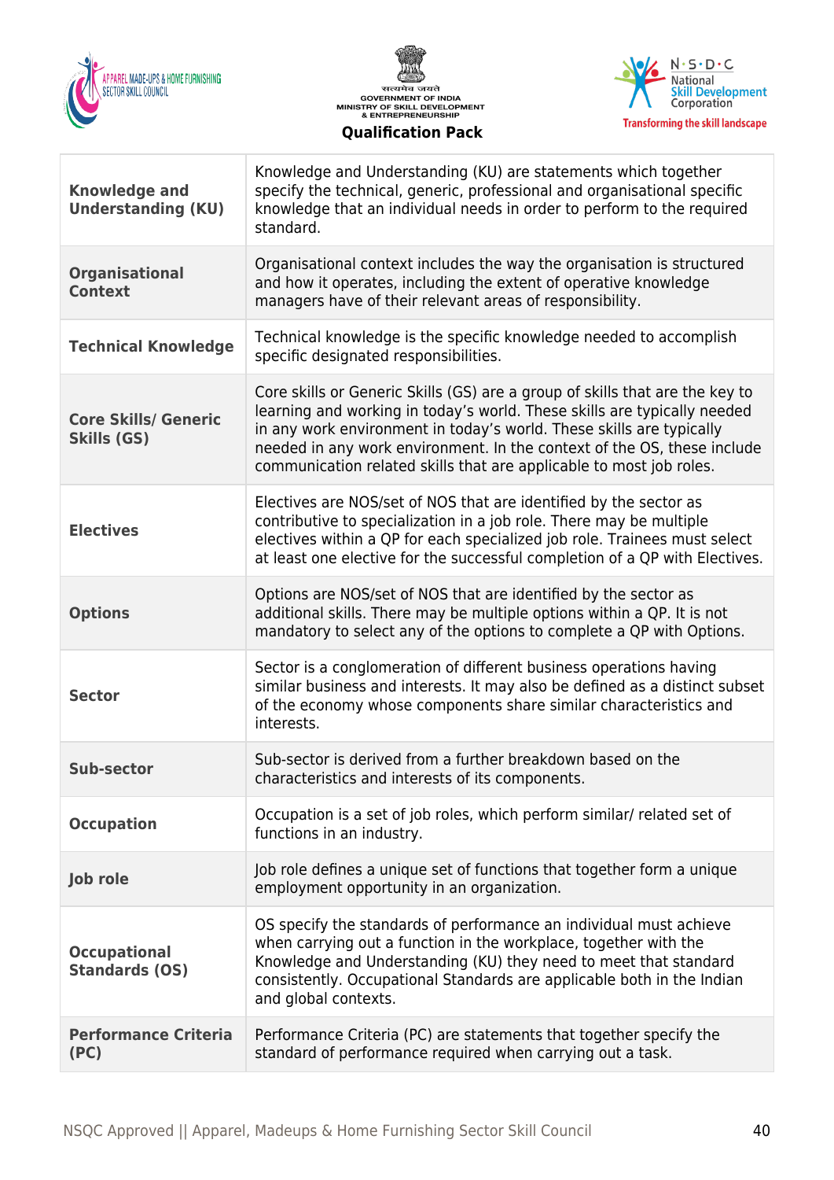| | |
|---|---|
| **Knowledge and Understanding (KU)** | Knowledge and Understanding (KU) are statements which together specify the technical, generic, professional and organisational specific knowledge that an individual needs in order to perform to the required standard. |
| **Organisational Context** | Organisational context includes the way the organisation is structured and how it operates, including the extent of operative knowledge managers have of their relevant areas of responsibility. |
| **Technical Knowledge** | Technical knowledge is the specific knowledge needed to accomplish specific designated responsibilities. |
| **Core Skills/ Generic Skills (GS)** | Core skills or Generic Skills (GS) are a group of skills that are the key to learning and working in today's world. These skills are typically needed in any work environment in today's world. These skills are typically needed in any work environment. In the context of the OS, these include communication related skills that are applicable to most job roles. |
| **Electives** | Electives are NOS/set of NOS that are identified by the sector as contributive to specialization in a job role. There may be multiple electives within a QP for each specialized job role. Trainees must select at least one elective for the successful completion of a QP with Electives. |
| **Options** | Options are NOS/set of NOS that are identified by the sector as additional skills. There may be multiple options within a QP. It is not mandatory to select any of the options to complete a QP with Options. |
| **Sector** | Sector is a conglomeration of different business operations having similar business and interests. It may also be defined as a distinct subset of the economy whose components share similar characteristics and interests. |
| **Sub-sector** | Sub-sector is derived from a further breakdown based on the characteristics and interests of its components. |
| **Occupation** | Occupation is a set of job roles, which perform similar/ related set of functions in an industry. |
| **Job role** | Job role defines a unique set of functions that together form a unique employment opportunity in an organization. |
| **Occupational Standards (OS)** | OS specify the standards of performance an individual must achieve when carrying out a function in the workplace, together with the Knowledge and Understanding (KU) they need to meet that standard consistently. Occupational Standards are applicable both in the Indian and global contexts. |
| **Performance Criteria (PC)** | Performance Criteria (PC) are statements that together specify the standard of performance required when carrying out a task. |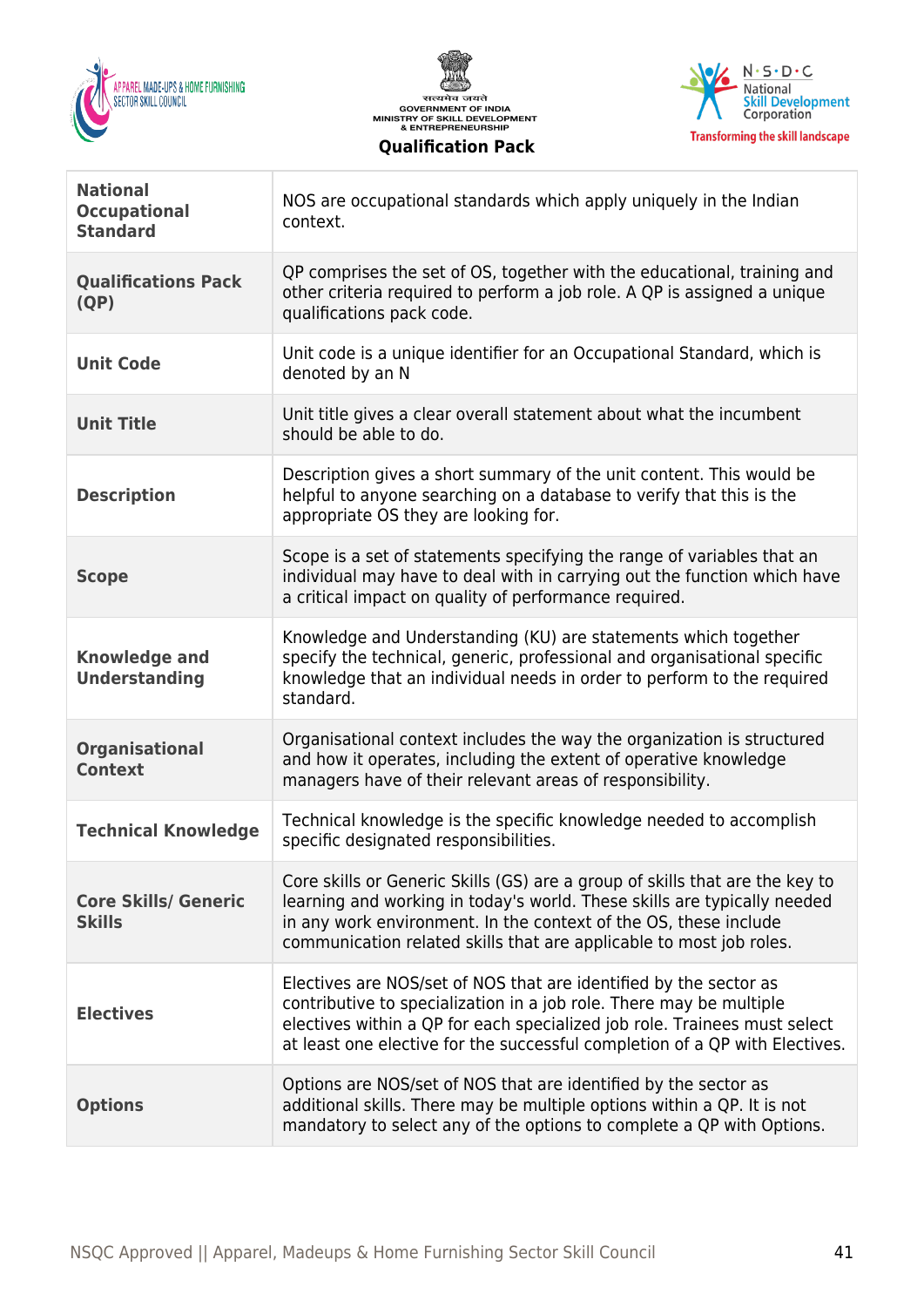| | |
|---|---|
| **National Occupational Standard** | NOS are occupational standards which apply uniquely in the Indian context. |
| **Qualifications Pack (QP)** | QP comprises the set of OS, together with the educational, training and other criteria required to perform a job role. A QP is assigned a unique qualifications pack code. |
| **Unit Code** | Unit code is a unique identifier for an Occupational Standard, which is denoted by an N |
| **Unit Title** | Unit title gives a clear overall statement about what the incumbent should be able to do. |
| **Description** | Description gives a short summary of the unit content. This would be helpful to anyone searching on a database to verify that this is the appropriate OS they are looking for. |
| **Scope** | Scope is a set of statements specifying the range of variables that an individual may have to deal with in carrying out the function which have a critical impact on quality of performance required. |
| **Knowledge and Understanding** | Knowledge and Understanding (KU) are statements which together specify the technical, generic, professional and organisational specific knowledge that an individual needs in order to perform to the required standard. |
| **Organisational Context** | Organisational context includes the way the organization is structured and how it operates, including the extent of operative knowledge managers have of their relevant areas of responsibility. |
| **Technical Knowledge** | Technical knowledge is the specific knowledge needed to accomplish specific designated responsibilities. |
| **Core Skills/ Generic Skills** | Core skills or Generic Skills (GS) are a group of skills that are the key to learning and working in today's world. These skills are typically needed in any work environment. In the context of the OS, these include communication related skills that are applicable to most job roles. |
| **Electives** | Electives are NOS/set of NOS that are identified by the sector as contributive to specialization in a job role. There may be multiple electives within a QP for each specialized job role. Trainees must select at least one elective for the successful completion of a QP with Electives. |
| **Options** | Options are NOS/set of NOS that are identified by the sector as additional skills. There may be multiple options within a QP. It is not mandatory to select any of the options to complete a QP with Options. |